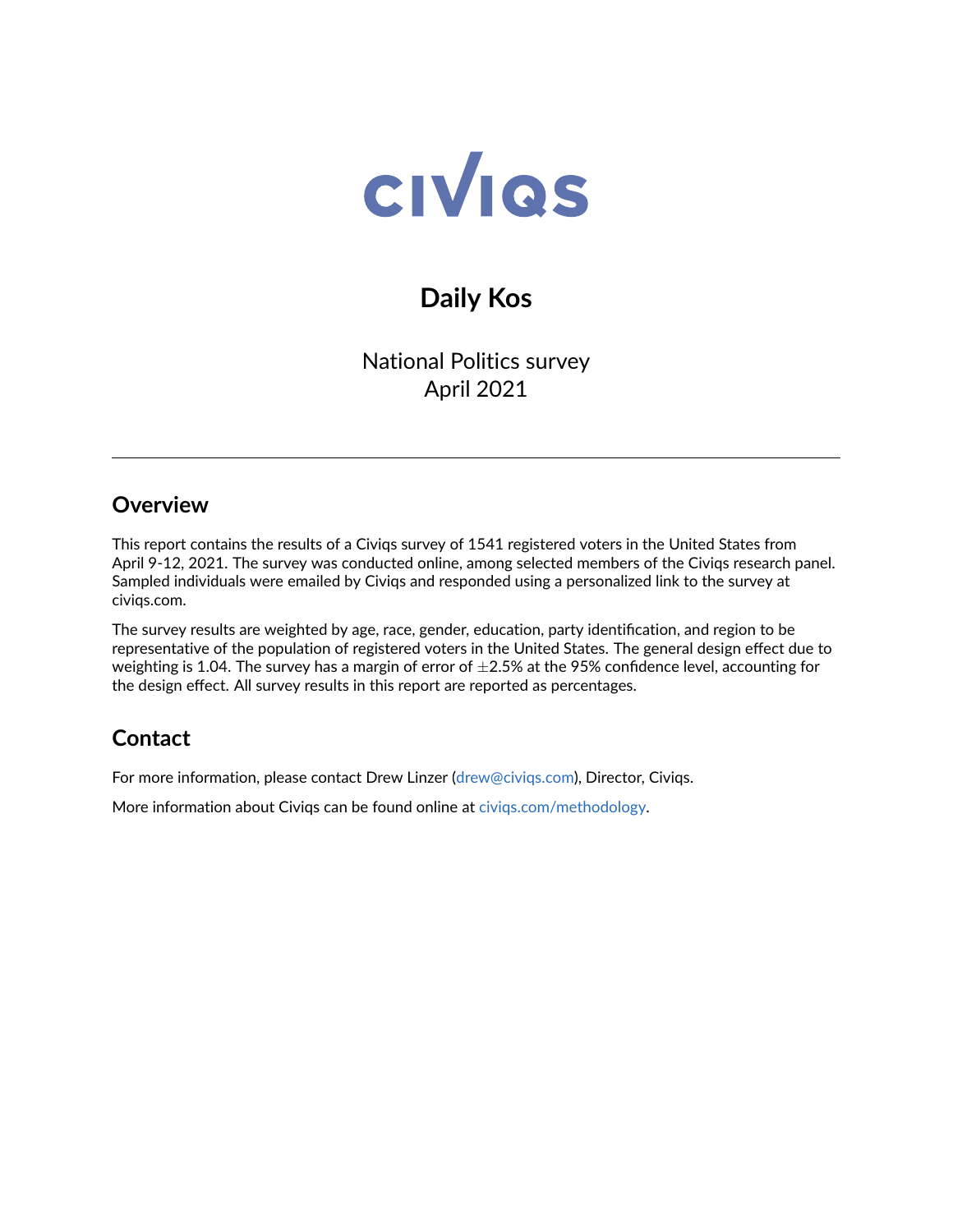# CIVIQS

## Daily Kos

National Politics survey
April 2021

---

## Overview

This report contains the results of a Civiqs survey of 1541 registered voters in the United States from April 9-12, 2021. The survey was conducted online, among selected members of the Civiqs research panel. Sampled individuals were emailed by Civiqs and responded using a personalized link to the survey at civiqs.com.

The survey results are weighted by age, race, gender, education, party identification, and region to be representative of the population of registered voters in the United States. The general design effect due to weighting is 1.04. The survey has a margin of error of $\pm$2.5% at the 95% confidence level, accounting for the design effect. All survey results in this report are reported as percentages.

## Contact

For more information, please contact Drew Linzer (drew@civiqs.com), Director, Civiqs.

More information about Civiqs can be found online at civiqs.com/methodology.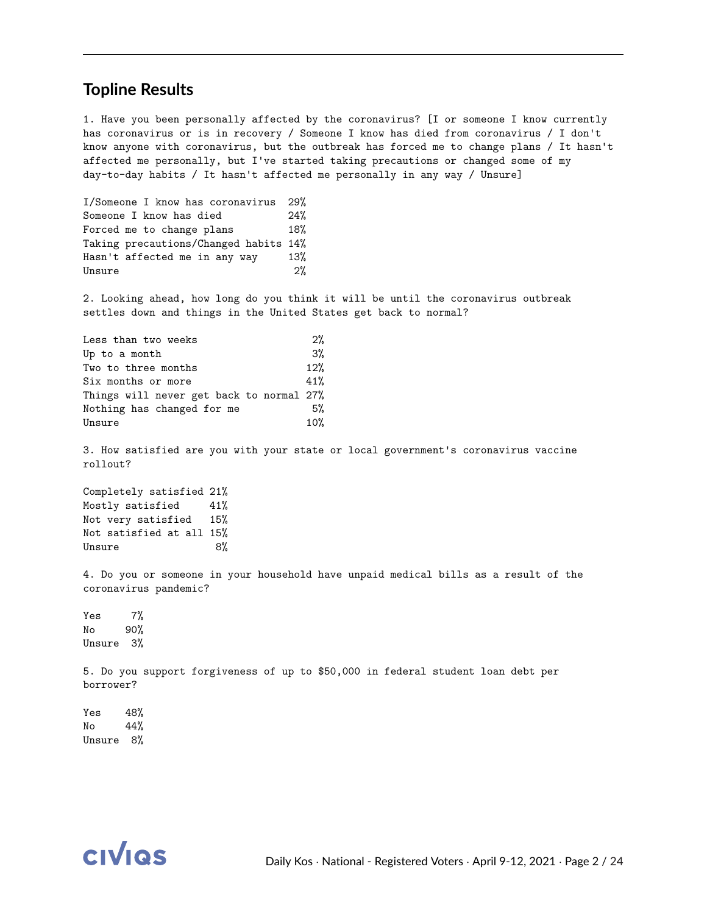## Topline Results

1. Have you been personally affected by the coronavirus? [I or someone I know currently has coronavirus or is in recovery / Someone I know has died from coronavirus / I don't know anyone with coronavirus, but the outbreak has forced me to change plans / It hasn't affected me personally, but I've started taking precautions or changed some of my day-to-day habits / It hasn't affected me personally in any way / Unsure]

| | |
|---|---|
| I/Someone I know has coronavirus | 29% |
| Someone I know has died | 24% |
| Forced me to change plans | 18% |
| Taking precautions/Changed habits | 14% |
| Hasn't affected me in any way | 13% |
| Unsure | 2% |

2. Looking ahead, how long do you think it will be until the coronavirus outbreak settles down and things in the United States get back to normal?

| | |
|---|---|
| Less than two weeks | 2% |
| Up to a month | 3% |
| Two to three months | 12% |
| Six months or more | 41% |
| Things will never get back to normal | 27% |
| Nothing has changed for me | 5% |
| Unsure | 10% |

3. How satisfied are you with your state or local government's coronavirus vaccine rollout?

| | |
|---|---|
| Completely satisfied | 21% |
| Mostly satisfied | 41% |
| Not very satisfied | 15% |
| Not satisfied at all | 15% |
| Unsure | 8% |

4. Do you or someone in your household have unpaid medical bills as a result of the coronavirus pandemic?

| | |
|---|---|
| Yes | 7% |
| No | 90% |
| Unsure | 3% |

5. Do you support forgiveness of up to $50,000 in federal student loan debt per borrower?

| | |
|---|---|
| Yes | 48% |
| No | 44% |
| Unsure | 8% |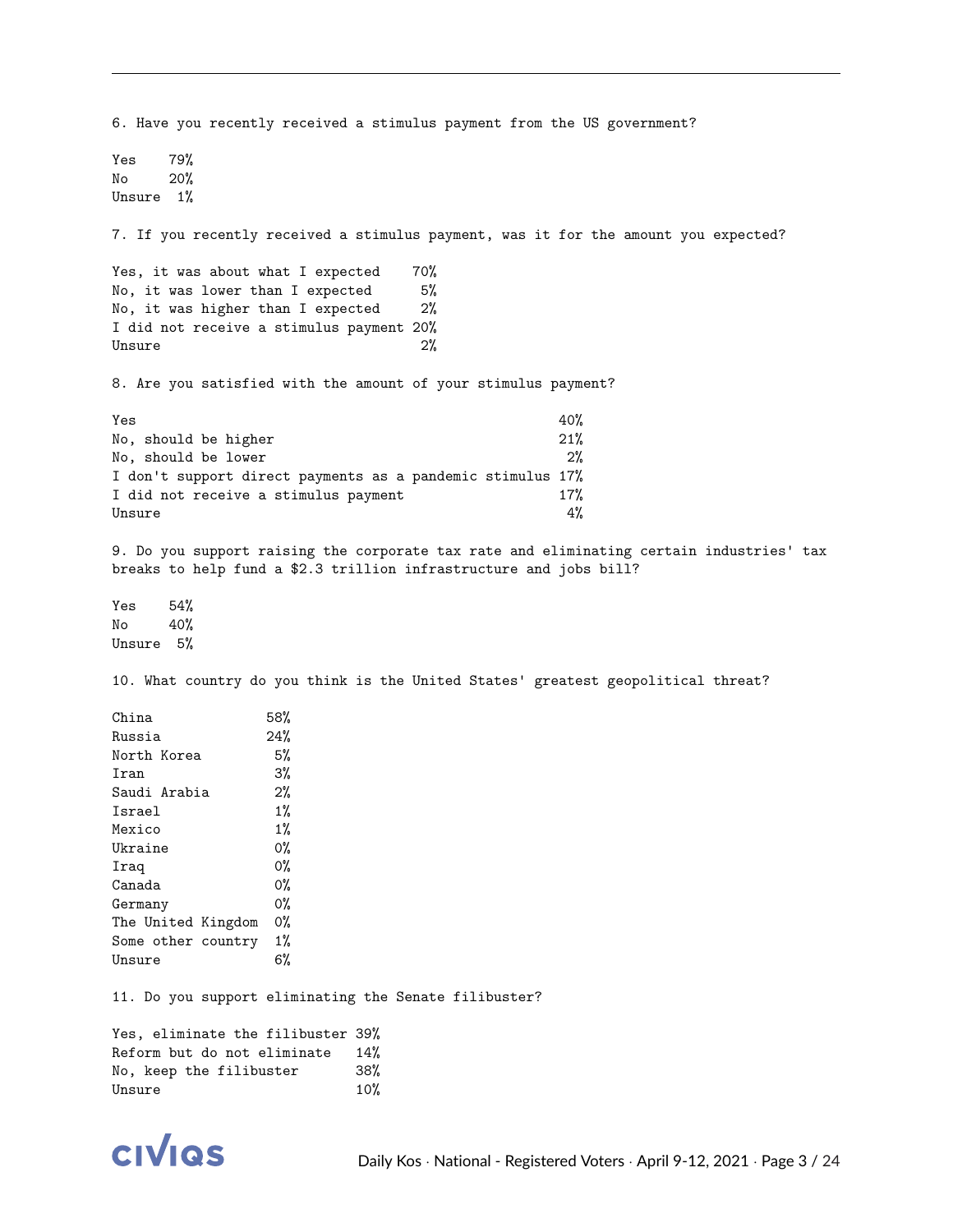6. Have you recently received a stimulus payment from the US government?

| | |
|---|---|
| Yes | 79% |
| No | 20% |
| Unsure | 1% |

7. If you recently received a stimulus payment, was it for the amount you expected?

| | |
|---|---|
| Yes, it was about what I expected | 70% |
| No, it was lower than I expected | 5% |
| No, it was higher than I expected | 2% |
| I did not receive a stimulus payment | 20% |
| Unsure | 2% |

8. Are you satisfied with the amount of your stimulus payment?

| | |
|---|---|
| Yes | 40% |
| No, should be higher | 21% |
| No, should be lower | 2% |
| I don't support direct payments as a pandemic stimulus | 17% |
| I did not receive a stimulus payment | 17% |
| Unsure | 4% |

9. Do you support raising the corporate tax rate and eliminating certain industries' tax breaks to help fund a $2.3 trillion infrastructure and jobs bill?

| | |
|---|---|
| Yes | 54% |
| No | 40% |
| Unsure | 5% |

10. What country do you think is the United States' greatest geopolitical threat?

| | |
|---|---|
| China | 58% |
| Russia | 24% |
| North Korea | 5% |
| Iran | 3% |
| Saudi Arabia | 2% |
| Israel | 1% |
| Mexico | 1% |
| Ukraine | 0% |
| Iraq | 0% |
| Canada | 0% |
| Germany | 0% |
| The United Kingdom | 0% |
| Some other country | 1% |
| Unsure | 6% |

11. Do you support eliminating the Senate filibuster?

| | |
|---|---|
| Yes, eliminate the filibuster | 39% |
| Reform but do not eliminate | 14% |
| No, keep the filibuster | 38% |
| Unsure | 10% |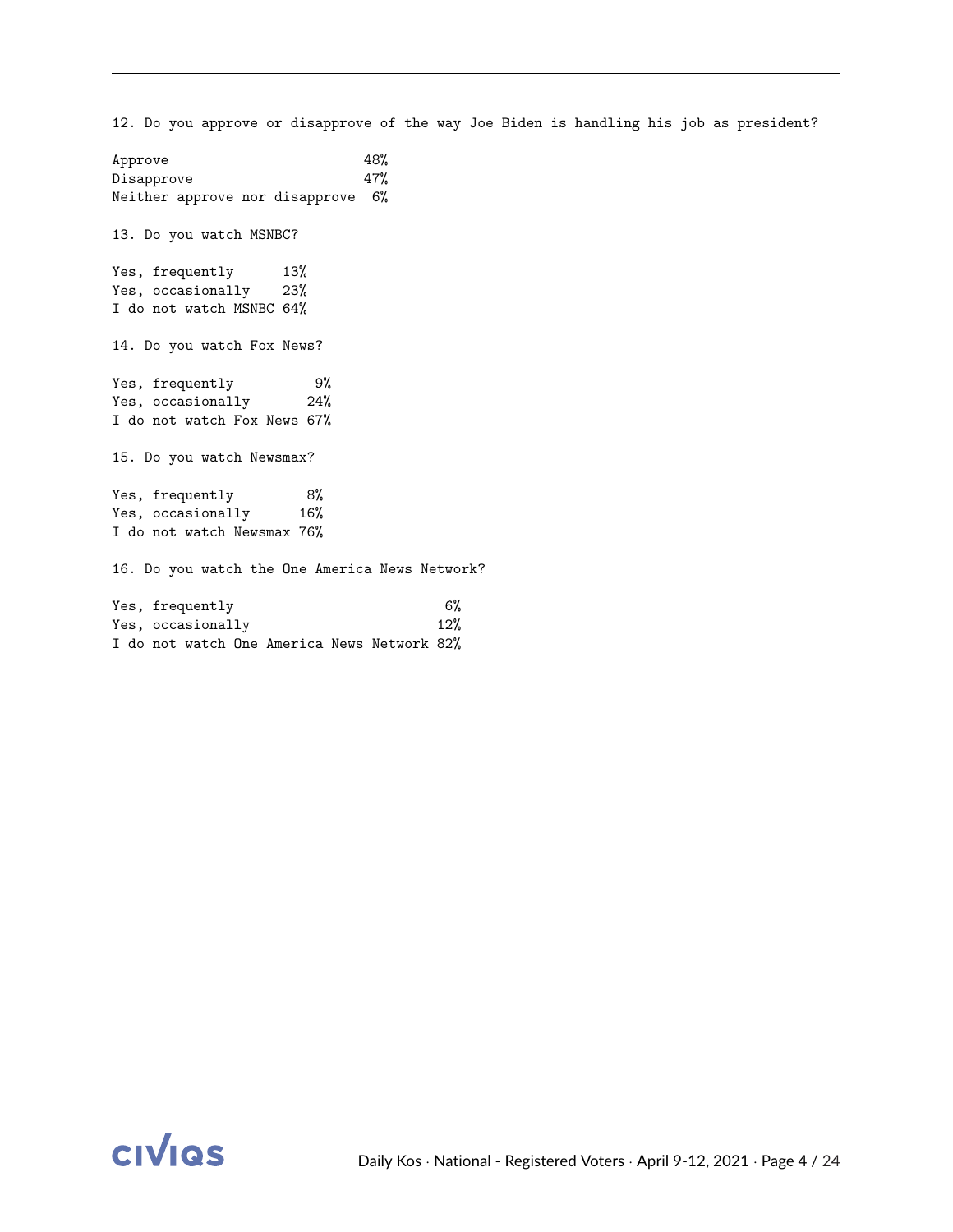12. Do you approve or disapprove of the way Joe Biden is handling his job as president?

| | |
|---|---|
| Approve | 48% |
| Disapprove | 47% |
| Neither approve nor disapprove | 6% |

13. Do you watch MSNBC?

| | |
|---|---|
| Yes, frequently | 13% |
| Yes, occasionally | 23% |
| I do not watch MSNBC | 64% |

14. Do you watch Fox News?

| | |
|---|---|
| Yes, frequently | 9% |
| Yes, occasionally | 24% |
| I do not watch Fox News | 67% |

15. Do you watch Newsmax?

| | |
|---|---|
| Yes, frequently | 8% |
| Yes, occasionally | 16% |
| I do not watch Newsmax | 76% |

16. Do you watch the One America News Network?

| | |
|---|---|
| Yes, frequently | 6% |
| Yes, occasionally | 12% |
| I do not watch One America News Network | 82% |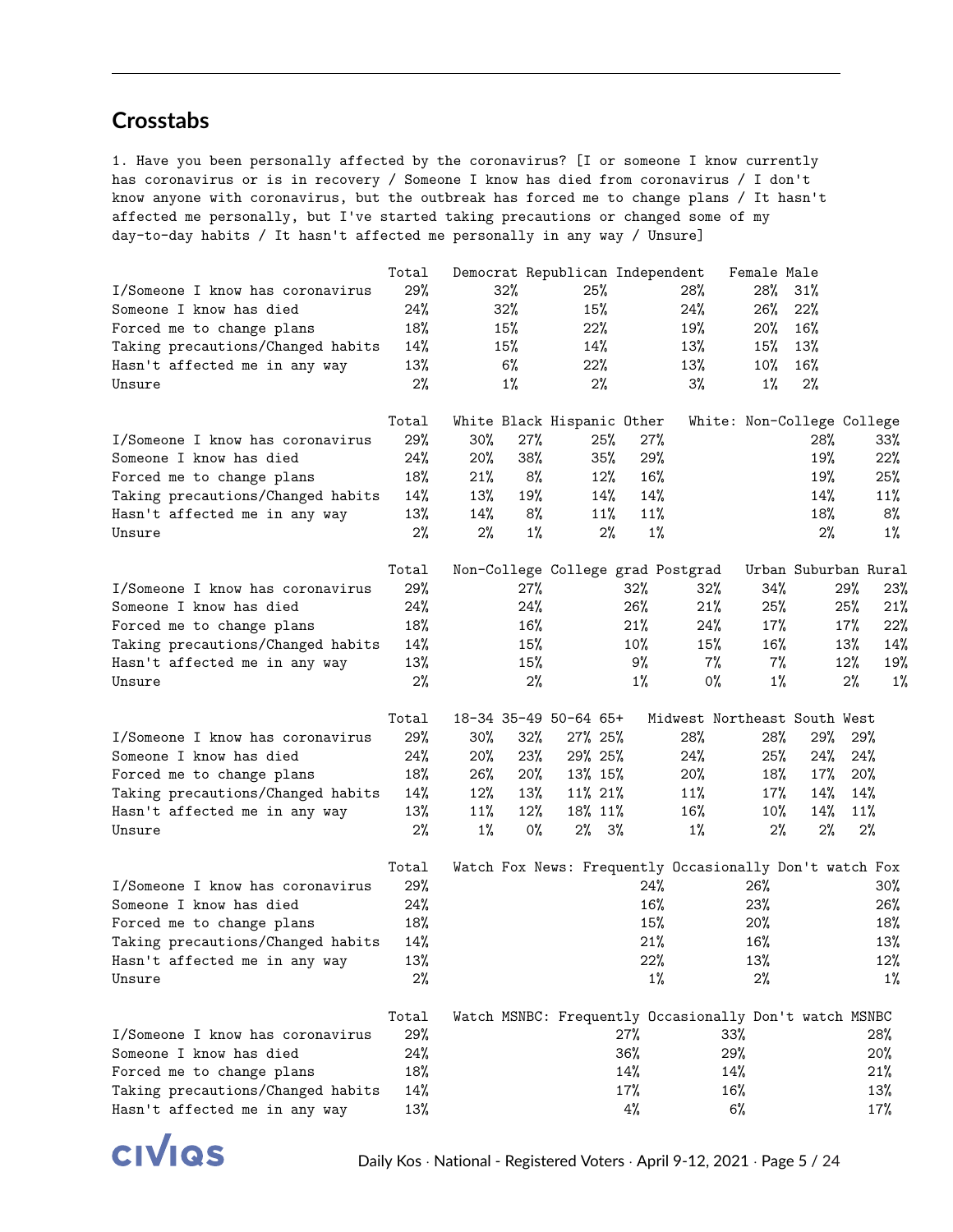## Crosstabs

1. Have you been personally affected by the coronavirus? [I or someone I know currently has coronavirus or is in recovery / Someone I know has died from coronavirus / I don't know anyone with coronavirus, but the outbreak has forced me to change plans / It hasn't affected me personally, but I've started taking precautions or changed some of my day-to-day habits / It hasn't affected me personally in any way / Unsure]

| | Total | Democrat | Republican | Independent | Female | Male |
|---|---|---|---|---|---|---|
| I/Someone I know has coronavirus | 29% | 32% | 25% | 28% | 28% | 31% |
| Someone I know has died | 24% | 32% | 15% | 24% | 26% | 22% |
| Forced me to change plans | 18% | 15% | 22% | 19% | 20% | 16% |
| Taking precautions/Changed habits | 14% | 15% | 14% | 13% | 15% | 13% |
| Hasn't affected me in any way | 13% | 6% | 22% | 13% | 10% | 16% |
| Unsure | 2% | 1% | 2% | 3% | 1% | 2% |

| | Total | White | Black | Hispanic | Other | White: Non-College | College |
|---|---|---|---|---|---|---|---|
| I/Someone I know has coronavirus | 29% | 30% | 27% | 25% | 27% | 28% | 33% |
| Someone I know has died | 24% | 20% | 38% | 35% | 29% | 19% | 22% |
| Forced me to change plans | 18% | 21% | 8% | 12% | 16% | 19% | 25% |
| Taking precautions/Changed habits | 14% | 13% | 19% | 14% | 14% | 14% | 11% |
| Hasn't affected me in any way | 13% | 14% | 8% | 11% | 11% | 18% | 8% |
| Unsure | 2% | 2% | 1% | 2% | 1% | 2% | 1% |

| | Total | Non-College | College grad | Postgrad | Urban | Suburban | Rural |
|---|---|---|---|---|---|---|---|
| I/Someone I know has coronavirus | 29% | 27% | 32% | 32% | 34% | 29% | 23% |
| Someone I know has died | 24% | 24% | 26% | 21% | 25% | 25% | 21% |
| Forced me to change plans | 18% | 16% | 21% | 24% | 17% | 17% | 22% |
| Taking precautions/Changed habits | 14% | 15% | 10% | 15% | 16% | 13% | 14% |
| Hasn't affected me in any way | 13% | 15% | 9% | 7% | 7% | 12% | 19% |
| Unsure | 2% | 2% | 1% | 0% | 1% | 2% | 1% |

| | Total | 18-34 | 35-49 | 50-64 | 65+ | Midwest | Northeast | South | West |
|---|---|---|---|---|---|---|---|---|---|
| I/Someone I know has coronavirus | 29% | 30% | 32% | 27% | 25% | 28% | 28% | 29% | 29% |
| Someone I know has died | 24% | 20% | 23% | 29% | 25% | 24% | 25% | 24% | 24% |
| Forced me to change plans | 18% | 26% | 20% | 13% | 15% | 20% | 18% | 17% | 20% |
| Taking precautions/Changed habits | 14% | 12% | 13% | 11% | 21% | 11% | 17% | 14% | 14% |
| Hasn't affected me in any way | 13% | 11% | 12% | 18% | 11% | 16% | 10% | 14% | 11% |
| Unsure | 2% | 1% | 0% | 2% | 3% | 1% | 2% | 2% | 2% |

| | Total | Watch Fox News: Frequently | Occasionally | Don't watch Fox |
|---|---|---|---|---|
| I/Someone I know has coronavirus | 29% | 24% | 26% | 30% |
| Someone I know has died | 24% | 16% | 23% | 26% |
| Forced me to change plans | 18% | 15% | 20% | 18% |
| Taking precautions/Changed habits | 14% | 21% | 16% | 13% |
| Hasn't affected me in any way | 13% | 22% | 13% | 12% |
| Unsure | 2% | 1% | 2% | 1% |

| | Total | Watch MSNBC: Frequently | Occasionally | Don't watch MSNBC |
|---|---|---|---|---|
| I/Someone I know has coronavirus | 29% | 27% | 33% | 28% |
| Someone I know has died | 24% | 36% | 29% | 20% |
| Forced me to change plans | 18% | 14% | 14% | 21% |
| Taking precautions/Changed habits | 14% | 17% | 16% | 13% |
| Hasn't affected me in any way | 13% | 4% | 6% | 17% |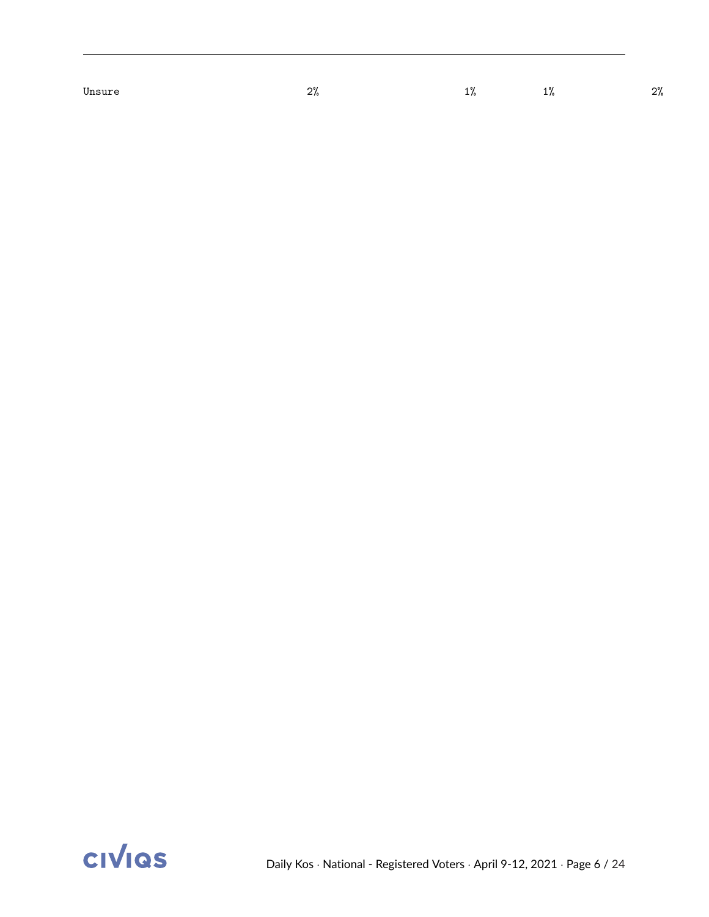| | | | | |
|---|---|---|---|---|
| Unsure | 2% | 1% | 1% | 2% |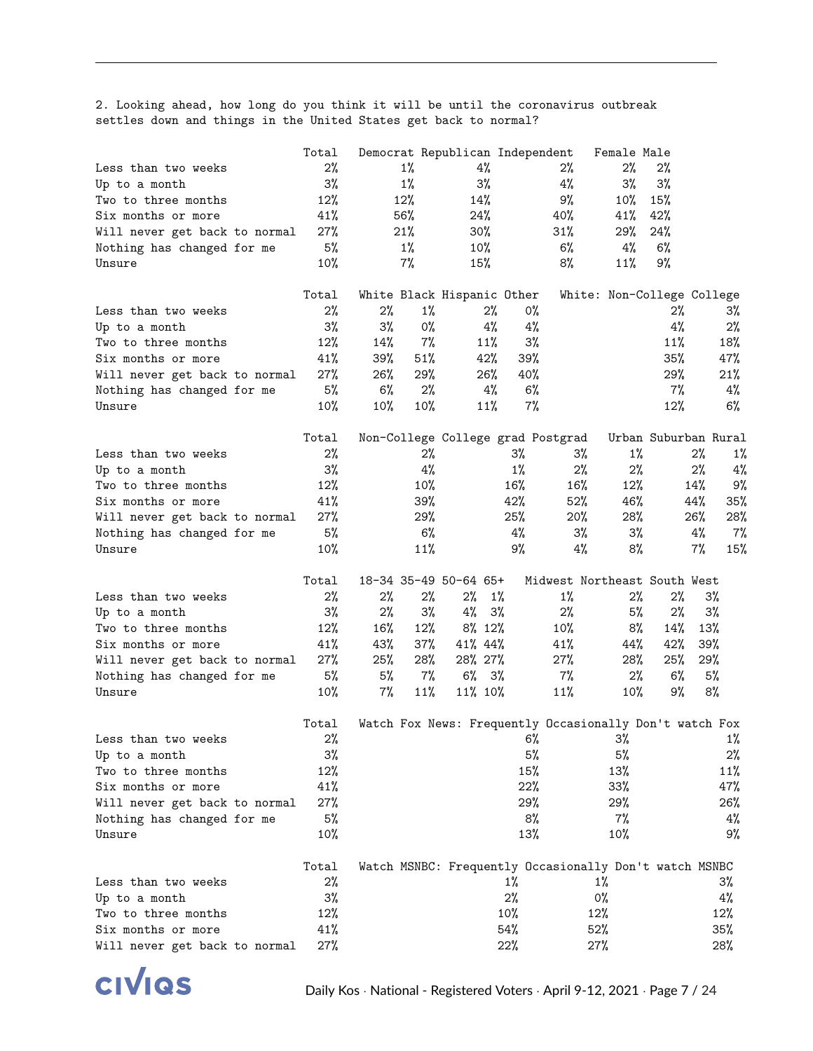2. Looking ahead, how long do you think it will be until the coronavirus outbreak settles down and things in the United States get back to normal?

| | Total | Democrat | Republican | Independent | Female | Male |
|---|---|---|---|---|---|---|
| Less than two weeks | 2% | 1% | 4% | 2% | 2% | 2% |
| Up to a month | 3% | 1% | 3% | 4% | 3% | 3% |
| Two to three months | 12% | 12% | 14% | 9% | 10% | 15% |
| Six months or more | 41% | 56% | 24% | 40% | 41% | 42% |
| Will never get back to normal | 27% | 21% | 30% | 31% | 29% | 24% |
| Nothing has changed for me | 5% | 1% | 10% | 6% | 4% | 6% |
| Unsure | 10% | 7% | 15% | 8% | 11% | 9% |

| | Total | White | Black | Hispanic | Other | White: Non-College | College |
|---|---|---|---|---|---|---|---|
| Less than two weeks | 2% | 2% | 1% | 2% | 0% | 2% | 3% |
| Up to a month | 3% | 3% | 0% | 4% | 4% | 4% | 2% |
| Two to three months | 12% | 14% | 7% | 11% | 3% | 11% | 18% |
| Six months or more | 41% | 39% | 51% | 42% | 39% | 35% | 47% |
| Will never get back to normal | 27% | 26% | 29% | 26% | 40% | 29% | 21% |
| Nothing has changed for me | 5% | 6% | 2% | 4% | 6% | 7% | 4% |
| Unsure | 10% | 10% | 10% | 11% | 7% | 12% | 6% |

| | Total | Non-College | College grad | Postgrad | Urban | Suburban | Rural |
|---|---|---|---|---|---|---|---|
| Less than two weeks | 2% | 2% | 3% | 3% | 1% | 2% | 1% |
| Up to a month | 3% | 4% | 1% | 2% | 2% | 2% | 4% |
| Two to three months | 12% | 10% | 16% | 16% | 12% | 14% | 9% |
| Six months or more | 41% | 39% | 42% | 52% | 46% | 44% | 35% |
| Will never get back to normal | 27% | 29% | 25% | 20% | 28% | 26% | 28% |
| Nothing has changed for me | 5% | 6% | 4% | 3% | 3% | 4% | 7% |
| Unsure | 10% | 11% | 9% | 4% | 8% | 7% | 15% |

| | Total | 18-34 | 35-49 | 50-64 | 65+ | Midwest | Northeast | South | West |
|---|---|---|---|---|---|---|---|---|---|
| Less than two weeks | 2% | 2% | 2% | 2% | 1% | 1% | 2% | 2% | 3% |
| Up to a month | 3% | 2% | 3% | 4% | 3% | 2% | 5% | 2% | 3% |
| Two to three months | 12% | 16% | 12% | 8% | 12% | 10% | 8% | 14% | 13% |
| Six months or more | 41% | 43% | 37% | 41% | 44% | 41% | 44% | 42% | 39% |
| Will never get back to normal | 27% | 25% | 28% | 28% | 27% | 27% | 28% | 25% | 29% |
| Nothing has changed for me | 5% | 5% | 7% | 6% | 3% | 7% | 2% | 6% | 5% |
| Unsure | 10% | 7% | 11% | 11% | 10% | 11% | 10% | 9% | 8% |

| | Total | Watch Fox News: Frequently | Occasionally | Don't watch Fox |
|---|---|---|---|---|
| Less than two weeks | 2% | 6% | 3% | 1% |
| Up to a month | 3% | 5% | 5% | 2% |
| Two to three months | 12% | 15% | 13% | 11% |
| Six months or more | 41% | 22% | 33% | 47% |
| Will never get back to normal | 27% | 29% | 29% | 26% |
| Nothing has changed for me | 5% | 8% | 7% | 4% |
| Unsure | 10% | 13% | 10% | 9% |

| | Total | Watch MSNBC: Frequently | Occasionally | Don't watch MSNBC |
|---|---|---|---|---|
| Less than two weeks | 2% | 1% | 1% | 3% |
| Up to a month | 3% | 2% | 0% | 4% |
| Two to three months | 12% | 10% | 12% | 12% |
| Six months or more | 41% | 54% | 52% | 35% |
| Will never get back to normal | 27% | 22% | 27% | 28% |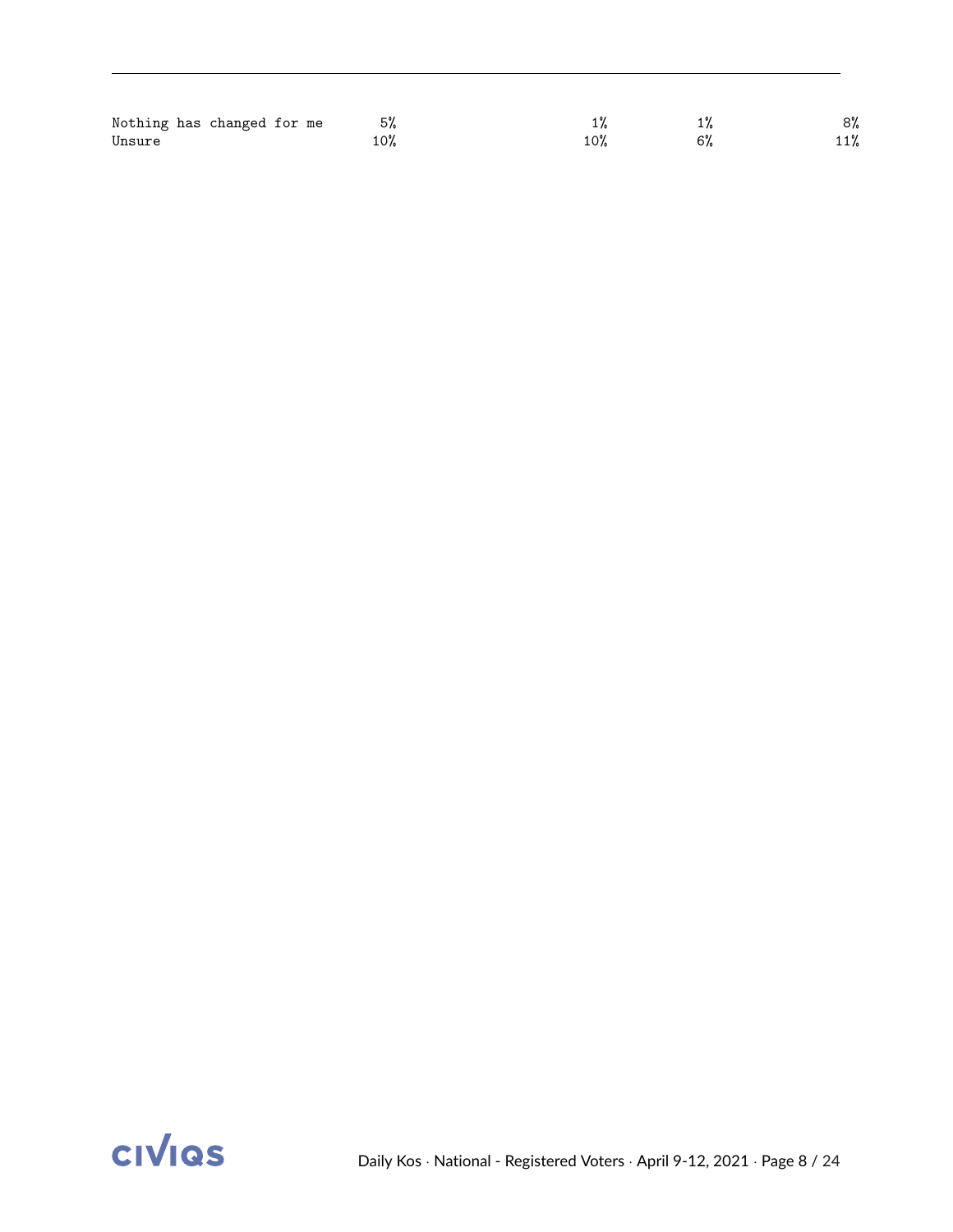| | | | | |
|---|---|---|---|---|
| Nothing has changed for me | 5% | 1% | 1% | 8% |
| Unsure | 10% | 10% | 6% | 11% |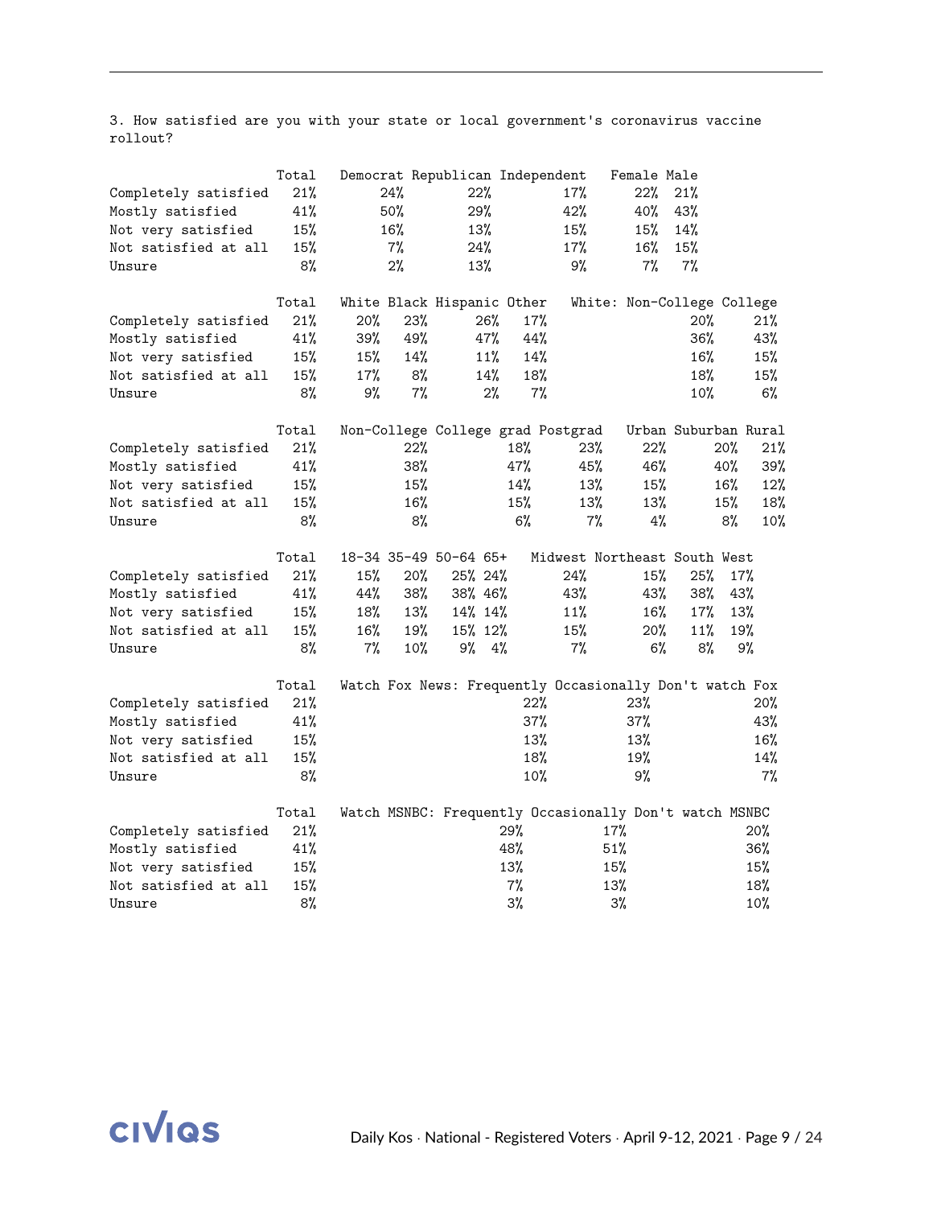3. How satisfied are you with your state or local government's coronavirus vaccine rollout?

| | Total | Democrat | Republican | Independent | Female | Male |
|---|---|---|---|---|---|---|
| Completely satisfied | 21% | 24% | 22% | 17% | 22% | 21% |
| Mostly satisfied | 41% | 50% | 29% | 42% | 40% | 43% |
| Not very satisfied | 15% | 16% | 13% | 15% | 15% | 14% |
| Not satisfied at all | 15% | 7% | 24% | 17% | 16% | 15% |
| Unsure | 8% | 2% | 13% | 9% | 7% | 7% |

| | Total | White | Black | Hispanic | Other | White: Non-College | College |
|---|---|---|---|---|---|---|---|
| Completely satisfied | 21% | 20% | 23% | 26% | 17% | 20% | 21% |
| Mostly satisfied | 41% | 39% | 49% | 47% | 44% | 36% | 43% |
| Not very satisfied | 15% | 15% | 14% | 11% | 14% | 16% | 15% |
| Not satisfied at all | 15% | 17% | 8% | 14% | 18% | 18% | 15% |
| Unsure | 8% | 9% | 7% | 2% | 7% | 10% | 6% |

| | Total | Non-College | College grad | Postgrad | Urban | Suburban | Rural |
|---|---|---|---|---|---|---|---|
| Completely satisfied | 21% | 22% | 18% | 23% | 22% | 20% | 21% |
| Mostly satisfied | 41% | 38% | 47% | 45% | 46% | 40% | 39% |
| Not very satisfied | 15% | 15% | 14% | 13% | 15% | 16% | 12% |
| Not satisfied at all | 15% | 16% | 15% | 13% | 13% | 15% | 18% |
| Unsure | 8% | 8% | 6% | 7% | 4% | 8% | 10% |

| | Total | 18-34 | 35-49 | 50-64 | 65+ | Midwest | Northeast | South | West |
|---|---|---|---|---|---|---|---|---|---|
| Completely satisfied | 21% | 15% | 20% | 25% | 24% | 24% | 15% | 25% | 17% |
| Mostly satisfied | 41% | 44% | 38% | 38% | 46% | 43% | 43% | 38% | 43% |
| Not very satisfied | 15% | 18% | 13% | 14% | 14% | 11% | 16% | 17% | 13% |
| Not satisfied at all | 15% | 16% | 19% | 15% | 12% | 15% | 20% | 11% | 19% |
| Unsure | 8% | 7% | 10% | 9% | 4% | 7% | 6% | 8% | 9% |

| | Total | Watch Fox News: Frequently | Occasionally | Don't watch Fox |
|---|---|---|---|---|
| Completely satisfied | 21% | 22% | 23% | 20% |
| Mostly satisfied | 41% | 37% | 37% | 43% |
| Not very satisfied | 15% | 13% | 13% | 16% |
| Not satisfied at all | 15% | 18% | 19% | 14% |
| Unsure | 8% | 10% | 9% | 7% |

| | Total | Watch MSNBC: Frequently | Occasionally | Don't watch MSNBC |
|---|---|---|---|---|
| Completely satisfied | 21% | 29% | 17% | 20% |
| Mostly satisfied | 41% | 48% | 51% | 36% |
| Not very satisfied | 15% | 13% | 15% | 15% |
| Not satisfied at all | 15% | 7% | 13% | 18% |
| Unsure | 8% | 3% | 3% | 10% |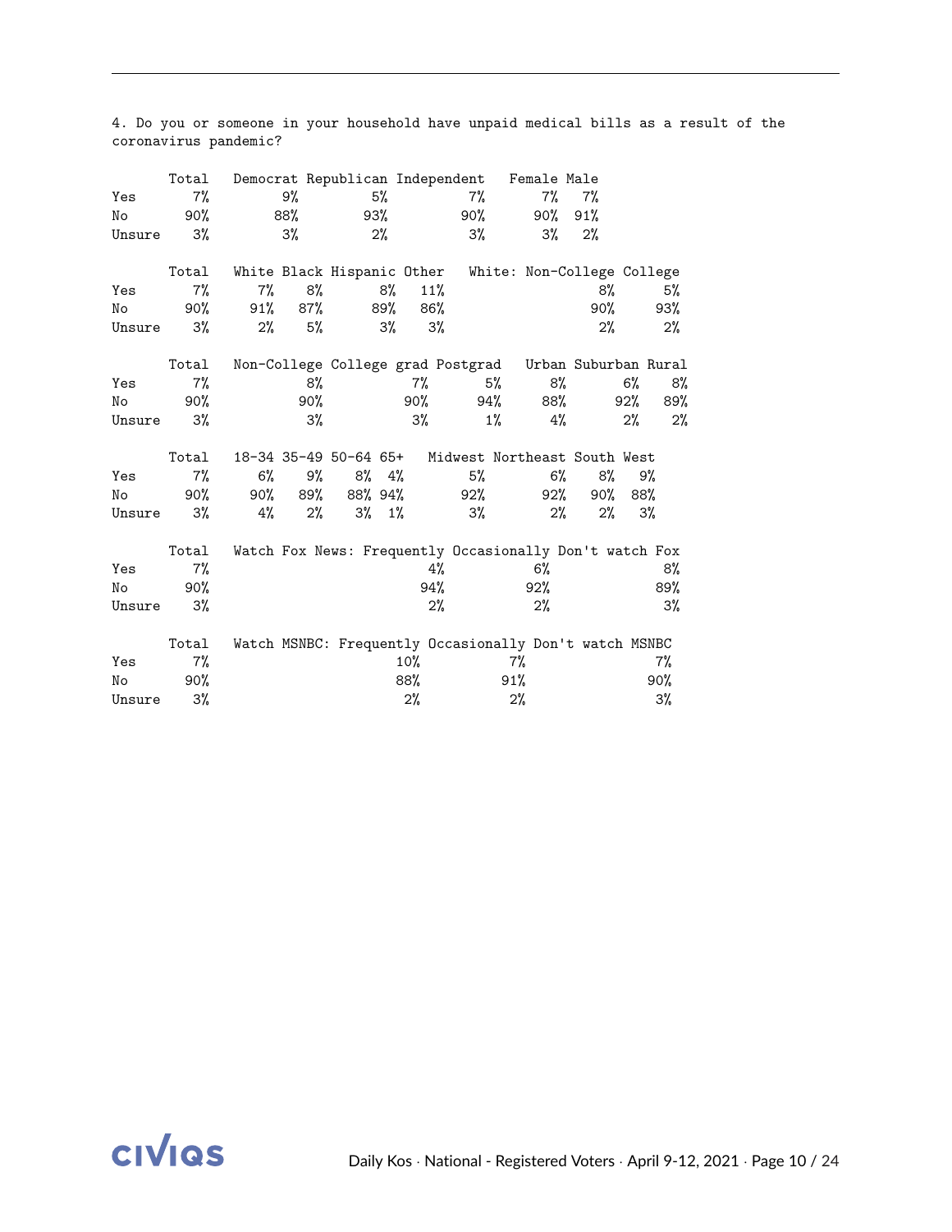4. Do you or someone in your household have unpaid medical bills as a result of the coronavirus pandemic?

| | Total | Democrat | Republican | Independent | Female | Male |
|---|---|---|---|---|---|---|
| Yes | 7% | 9% | 5% | 7% | 7% | 7% |
| No | 90% | 88% | 93% | 90% | 90% | 91% |
| Unsure | 3% | 3% | 2% | 3% | 3% | 2% |

| | Total | White | Black | Hispanic | Other | White: Non-College | College |
|---|---|---|---|---|---|---|---|
| Yes | 7% | 7% | 8% | 8% | 11% | 8% | 5% |
| No | 90% | 91% | 87% | 89% | 86% | 90% | 93% |
| Unsure | 3% | 2% | 5% | 3% | 3% | 2% | 2% |

| | Total | Non-College | College grad | Postgrad | Urban | Suburban | Rural |
|---|---|---|---|---|---|---|---|
| Yes | 7% | 8% | 7% | 5% | 8% | 6% | 8% |
| No | 90% | 90% | 90% | 94% | 88% | 92% | 89% |
| Unsure | 3% | 3% | 3% | 1% | 4% | 2% | 2% |

| | Total | 18-34 | 35-49 | 50-64 | 65+ | Midwest | Northeast | South | West |
|---|---|---|---|---|---|---|---|---|---|
| Yes | 7% | 6% | 9% | 8% | 4% | 5% | 6% | 8% | 9% |
| No | 90% | 90% | 89% | 88% | 94% | 92% | 92% | 90% | 88% |
| Unsure | 3% | 4% | 2% | 3% | 1% | 3% | 2% | 2% | 3% |

| | Total | Watch Fox News: Frequently | Occasionally | Don't watch Fox |
|---|---|---|---|---|
| Yes | 7% | 4% | 6% | 8% |
| No | 90% | 94% | 92% | 89% |
| Unsure | 3% | 2% | 2% | 3% |

| | Total | Watch MSNBC: Frequently | Occasionally | Don't watch MSNBC |
|---|---|---|---|---|
| Yes | 7% | 10% | 7% | 7% |
| No | 90% | 88% | 91% | 90% |
| Unsure | 3% | 2% | 2% | 3% |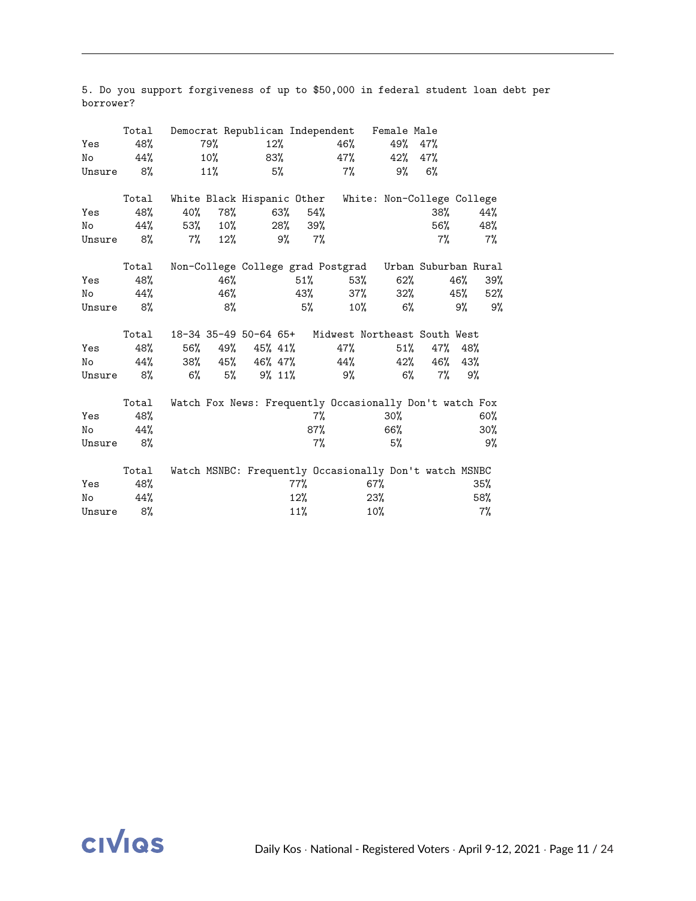5. Do you support forgiveness of up to $50,000 in federal student loan debt per borrower?

| | Total | Democrat | Republican | Independent | Female | Male |
|---|---|---|---|---|---|---|
| Yes | 48% | 79% | 12% | 46% | 49% | 47% |
| No | 44% | 10% | 83% | 47% | 42% | 47% |
| Unsure | 8% | 11% | 5% | 7% | 9% | 6% |

| | Total | White | Black | Hispanic | Other | White: Non-College | College |
|---|---|---|---|---|---|---|---|
| Yes | 48% | 40% | 78% | 63% | 54% | 38% | 44% |
| No | 44% | 53% | 10% | 28% | 39% | 56% | 48% |
| Unsure | 8% | 7% | 12% | 9% | 7% | 7% | 7% |

| | Total | Non-College | College grad | Postgrad | Urban | Suburban | Rural |
|---|---|---|---|---|---|---|---|
| Yes | 48% | 46% | 51% | 53% | 62% | 46% | 39% |
| No | 44% | 46% | 43% | 37% | 32% | 45% | 52% |
| Unsure | 8% | 8% | 5% | 10% | 6% | 9% | 9% |

| | Total | 18-34 | 35-49 | 50-64 | 65+ | Midwest | Northeast | South | West |
|---|---|---|---|---|---|---|---|---|---|
| Yes | 48% | 56% | 49% | 45% | 41% | 47% | 51% | 47% | 48% |
| No | 44% | 38% | 45% | 46% | 47% | 44% | 42% | 46% | 43% |
| Unsure | 8% | 6% | 5% | 9% | 11% | 9% | 6% | 7% | 9% |

| | Total | Watch Fox News: Frequently | Occasionally | Don't watch Fox |
|---|---|---|---|---|
| Yes | 48% | 7% | 30% | 60% |
| No | 44% | 87% | 66% | 30% |
| Unsure | 8% | 7% | 5% | 9% |

| | Total | Watch MSNBC: Frequently | Occasionally | Don't watch MSNBC |
|---|---|---|---|---|
| Yes | 48% | 77% | 67% | 35% |
| No | 44% | 12% | 23% | 58% |
| Unsure | 8% | 11% | 10% | 7% |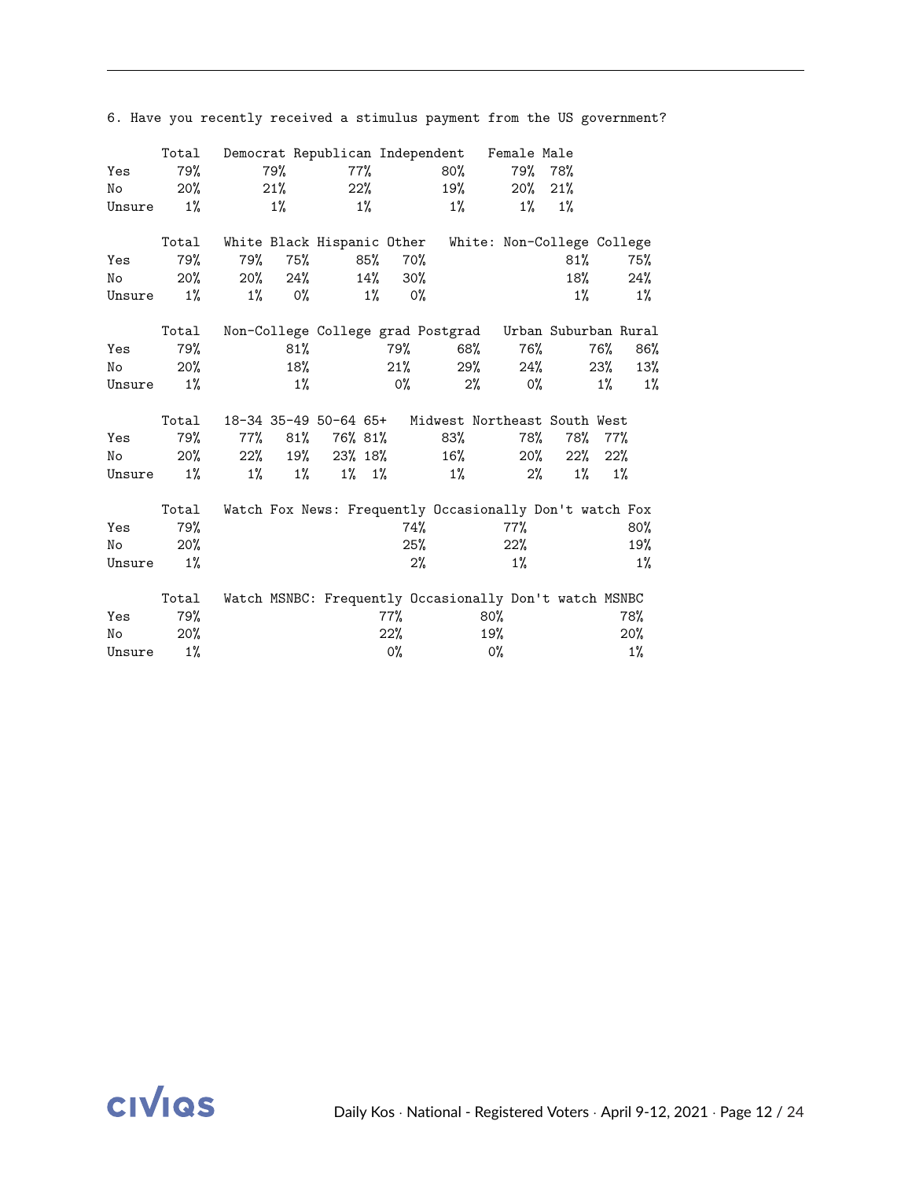6. Have you recently received a stimulus payment from the US government?

| | Total | Democrat | Republican | Independent | Female | Male |
|---|---|---|---|---|---|---|
| Yes | 79% | 79% | 77% | 80% | 79% | 78% |
| No | 20% | 21% | 22% | 19% | 20% | 21% |
| Unsure | 1% | 1% | 1% | 1% | 1% | 1% |

| | Total | White | Black | Hispanic | Other | White: Non-College | College |
|---|---|---|---|---|---|---|---|
| Yes | 79% | 79% | 75% | 85% | 70% | 81% | 75% |
| No | 20% | 20% | 24% | 14% | 30% | 18% | 24% |
| Unsure | 1% | 1% | 0% | 1% | 0% | 1% | 1% |

| | Total | Non-College | College grad | Postgrad | Urban | Suburban | Rural |
|---|---|---|---|---|---|---|---|
| Yes | 79% | 81% | 79% | 68% | 76% | 76% | 86% |
| No | 20% | 18% | 21% | 29% | 24% | 23% | 13% |
| Unsure | 1% | 1% | 0% | 2% | 0% | 1% | 1% |

| | Total | 18-34 | 35-49 | 50-64 | 65+ | Midwest | Northeast | South | West |
|---|---|---|---|---|---|---|---|---|---|
| Yes | 79% | 77% | 81% | 76% | 81% | 83% | 78% | 78% | 77% |
| No | 20% | 22% | 19% | 23% | 18% | 16% | 20% | 22% | 22% |
| Unsure | 1% | 1% | 1% | 1% | 1% | 1% | 2% | 1% | 1% |

| | Total | Watch Fox News: Frequently | Occasionally | Don't watch Fox |
|---|---|---|---|---|
| Yes | 79% | 74% | 77% | 80% |
| No | 20% | 25% | 22% | 19% |
| Unsure | 1% | 2% | 1% | 1% |

| | Total | Watch MSNBC: Frequently | Occasionally | Don't watch MSNBC |
|---|---|---|---|---|
| Yes | 79% | 77% | 80% | 78% |
| No | 20% | 22% | 19% | 20% |
| Unsure | 1% | 0% | 0% | 1% |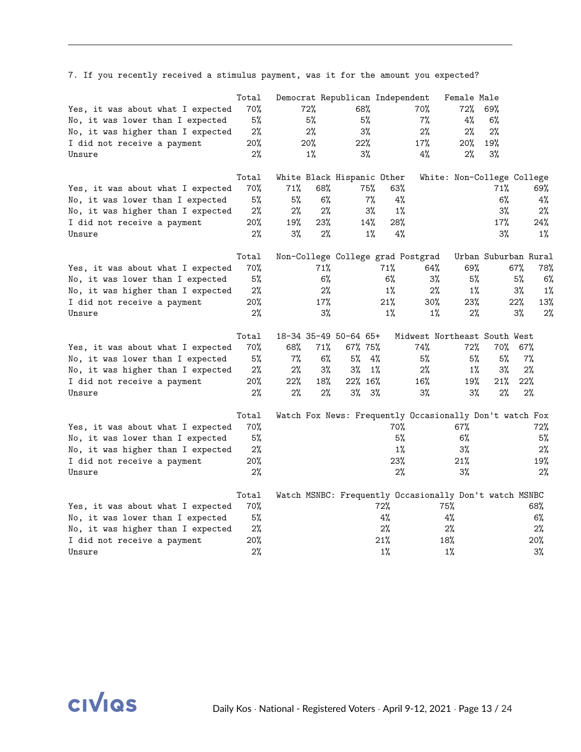7. If you recently received a stimulus payment, was it for the amount you expected?

| | Total | Democrat | Republican | Independent | Female | Male |
|---|---|---|---|---|---|---|
| Yes, it was about what I expected | 70% | 72% | 68% | 70% | 72% | 69% |
| No, it was lower than I expected | 5% | 5% | 5% | 7% | 4% | 6% |
| No, it was higher than I expected | 2% | 2% | 3% | 2% | 2% | 2% |
| I did not receive a payment | 20% | 20% | 22% | 17% | 20% | 19% |
| Unsure | 2% | 1% | 3% | 4% | 2% | 3% |

| | Total | White | Black | Hispanic | Other | White: Non-College | College |
|---|---|---|---|---|---|---|---|
| Yes, it was about what I expected | 70% | 71% | 68% | 75% | 63% | 71% | 69% |
| No, it was lower than I expected | 5% | 5% | 6% | 7% | 4% | 6% | 4% |
| No, it was higher than I expected | 2% | 2% | 2% | 3% | 1% | 3% | 2% |
| I did not receive a payment | 20% | 19% | 23% | 14% | 28% | 17% | 24% |
| Unsure | 2% | 3% | 2% | 1% | 4% | 3% | 1% |

| | Total | Non-College | College grad | Postgrad | Urban | Suburban | Rural |
|---|---|---|---|---|---|---|---|
| Yes, it was about what I expected | 70% | 71% | 71% | 64% | 69% | 67% | 78% |
| No, it was lower than I expected | 5% | 6% | 6% | 3% | 5% | 5% | 6% |
| No, it was higher than I expected | 2% | 2% | 1% | 2% | 1% | 3% | 1% |
| I did not receive a payment | 20% | 17% | 21% | 30% | 23% | 22% | 13% |
| Unsure | 2% | 3% | 1% | 1% | 2% | 3% | 2% |

| | Total | 18-34 | 35-49 | 50-64 | 65+ | Midwest | Northeast | South | West |
|---|---|---|---|---|---|---|---|---|---|
| Yes, it was about what I expected | 70% | 68% | 71% | 67% | 75% | 74% | 72% | 70% | 67% |
| No, it was lower than I expected | 5% | 7% | 6% | 5% | 4% | 5% | 5% | 5% | 7% |
| No, it was higher than I expected | 2% | 2% | 3% | 3% | 1% | 2% | 1% | 3% | 2% |
| I did not receive a payment | 20% | 22% | 18% | 22% | 16% | 16% | 19% | 21% | 22% |
| Unsure | 2% | 2% | 2% | 3% | 3% | 3% | 3% | 2% | 2% |

| | Total | Watch Fox News: Frequently | Occasionally | Don't watch Fox |
|---|---|---|---|---|
| Yes, it was about what I expected | 70% | 70% | 67% | 72% |
| No, it was lower than I expected | 5% | 5% | 6% | 5% |
| No, it was higher than I expected | 2% | 1% | 3% | 2% |
| I did not receive a payment | 20% | 23% | 21% | 19% |
| Unsure | 2% | 2% | 3% | 2% |

| | Total | Watch MSNBC: Frequently | Occasionally | Don't watch MSNBC |
|---|---|---|---|---|
| Yes, it was about what I expected | 70% | 72% | 75% | 68% |
| No, it was lower than I expected | 5% | 4% | 4% | 6% |
| No, it was higher than I expected | 2% | 2% | 2% | 2% |
| I did not receive a payment | 20% | 21% | 18% | 20% |
| Unsure | 2% | 1% | 1% | 3% |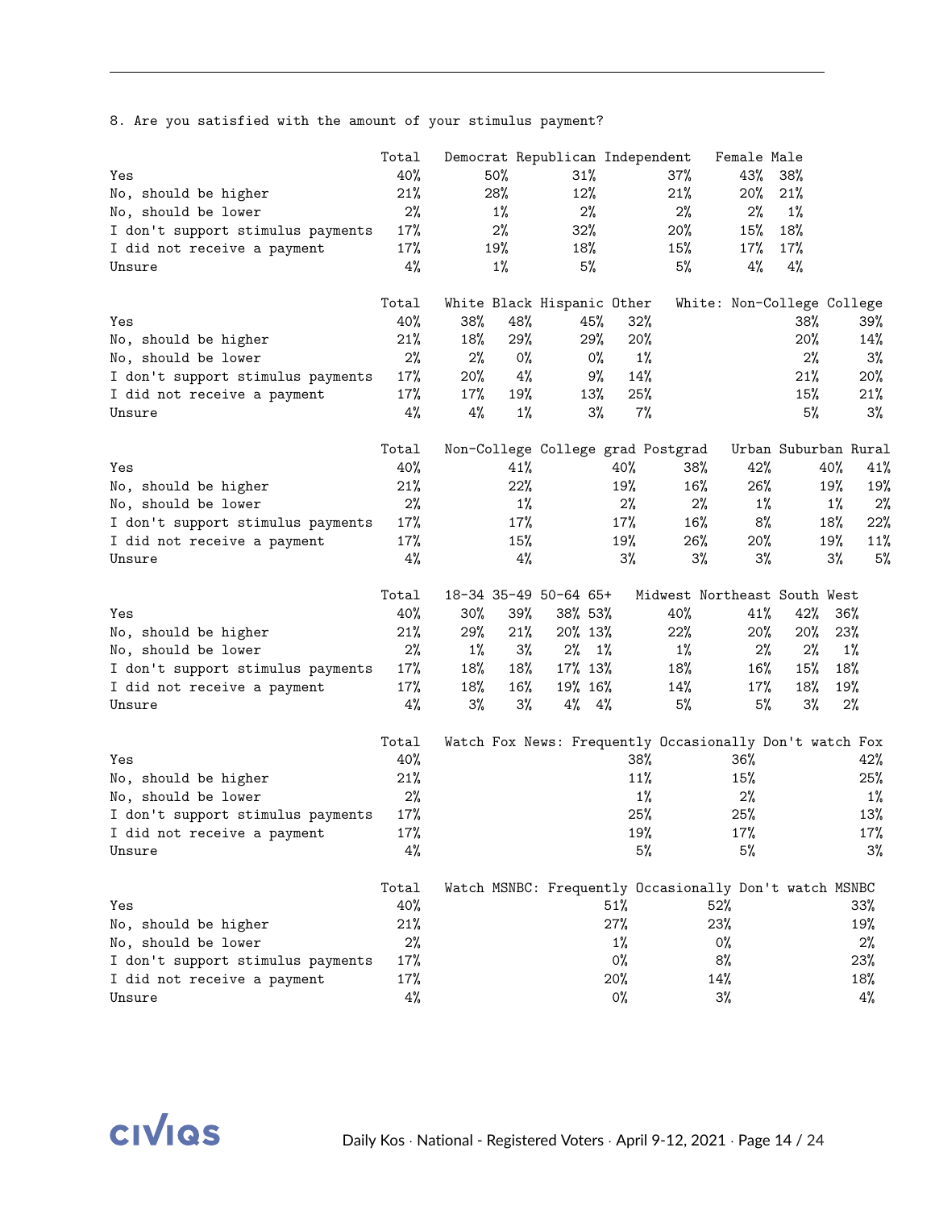8. Are you satisfied with the amount of your stimulus payment?

| | Total | Democrat | Republican | Independent | Female | Male |
|---|---|---|---|---|---|---|
| Yes | 40% | 50% | 31% | 37% | 43% | 38% |
| No, should be higher | 21% | 28% | 12% | 21% | 20% | 21% |
| No, should be lower | 2% | 1% | 2% | 2% | 2% | 1% |
| I don't support stimulus payments | 17% | 2% | 32% | 20% | 15% | 18% |
| I did not receive a payment | 17% | 19% | 18% | 15% | 17% | 17% |
| Unsure | 4% | 1% | 5% | 5% | 4% | 4% |

| | Total | White | Black | Hispanic | Other | White: Non-College | White: College |
|---|---|---|---|---|---|---|---|
| Yes | 40% | 38% | 48% | 45% | 32% | 38% | 39% |
| No, should be higher | 21% | 18% | 29% | 29% | 20% | 20% | 14% |
| No, should be lower | 2% | 2% | 0% | 0% | 1% | 2% | 3% |
| I don't support stimulus payments | 17% | 20% | 4% | 9% | 14% | 21% | 20% |
| I did not receive a payment | 17% | 17% | 19% | 13% | 25% | 15% | 21% |
| Unsure | 4% | 4% | 1% | 3% | 7% | 5% | 3% |

| | Total | Non-College | College grad | Postgrad | Urban | Suburban | Rural |
|---|---|---|---|---|---|---|---|
| Yes | 40% | 41% | 40% | 38% | 42% | 40% | 41% |
| No, should be higher | 21% | 22% | 19% | 16% | 26% | 19% | 19% |
| No, should be lower | 2% | 1% | 2% | 2% | 1% | 1% | 2% |
| I don't support stimulus payments | 17% | 17% | 17% | 16% | 8% | 18% | 22% |
| I did not receive a payment | 17% | 15% | 19% | 26% | 20% | 19% | 11% |
| Unsure | 4% | 4% | 3% | 3% | 3% | 3% | 5% |

| | Total | 18-34 | 35-49 | 50-64 | 65+ | Midwest | Northeast | South | West |
|---|---|---|---|---|---|---|---|---|---|
| Yes | 40% | 30% | 39% | 38% | 53% | 40% | 41% | 42% | 36% |
| No, should be higher | 21% | 29% | 21% | 20% | 13% | 22% | 20% | 20% | 23% |
| No, should be lower | 2% | 1% | 3% | 2% | 1% | 1% | 2% | 2% | 1% |
| I don't support stimulus payments | 17% | 18% | 18% | 17% | 13% | 18% | 16% | 15% | 18% |
| I did not receive a payment | 17% | 18% | 16% | 19% | 16% | 14% | 17% | 18% | 19% |
| Unsure | 4% | 3% | 3% | 4% | 4% | 5% | 5% | 3% | 2% |

| | Total | Watch Fox News: Frequently | Occasionally | Don't watch Fox |
|---|---|---|---|---|
| Yes | 40% | 38% | 36% | 42% |
| No, should be higher | 21% | 11% | 15% | 25% |
| No, should be lower | 2% | 1% | 2% | 1% |
| I don't support stimulus payments | 17% | 25% | 25% | 13% |
| I did not receive a payment | 17% | 19% | 17% | 17% |
| Unsure | 4% | 5% | 5% | 3% |

| | Total | Watch MSNBC: Frequently | Occasionally | Don't watch MSNBC |
|---|---|---|---|---|
| Yes | 40% | 51% | 52% | 33% |
| No, should be higher | 21% | 27% | 23% | 19% |
| No, should be lower | 2% | 1% | 0% | 2% |
| I don't support stimulus payments | 17% | 0% | 8% | 23% |
| I did not receive a payment | 17% | 20% | 14% | 18% |
| Unsure | 4% | 0% | 3% | 4% |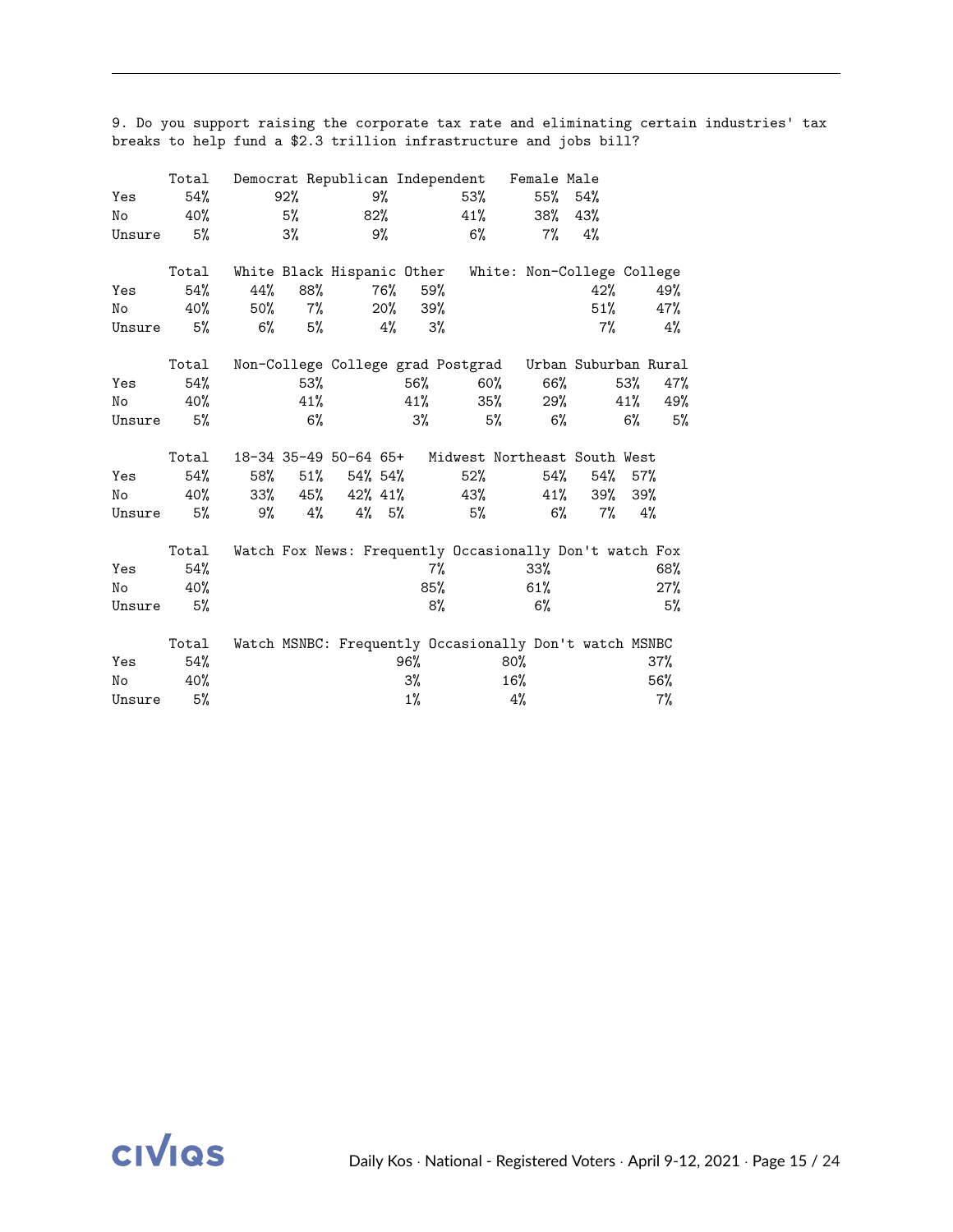9. Do you support raising the corporate tax rate and eliminating certain industries' tax breaks to help fund a $2.3 trillion infrastructure and jobs bill?

| | Total | Democrat | Republican | Independent | Female | Male |
|---|---|---|---|---|---|---|
| Yes | 54% | 92% | 9% | 53% | 55% | 54% |
| No | 40% | 5% | 82% | 41% | 38% | 43% |
| Unsure | 5% | 3% | 9% | 6% | 7% | 4% |

| | Total | White | Black | Hispanic | Other | White: Non-College | College |
|---|---|---|---|---|---|---|---|
| Yes | 54% | 44% | 88% | 76% | 59% | 42% | 49% |
| No | 40% | 50% | 7% | 20% | 39% | 51% | 47% |
| Unsure | 5% | 6% | 5% | 4% | 3% | 7% | 4% |

| | Total | Non-College | College grad | Postgrad | Urban | Suburban | Rural |
|---|---|---|---|---|---|---|---|
| Yes | 54% | 53% | 56% | 60% | 66% | 53% | 47% |
| No | 40% | 41% | 41% | 35% | 29% | 41% | 49% |
| Unsure | 5% | 6% | 3% | 5% | 6% | 6% | 5% |

| | Total | 18-34 | 35-49 | 50-64 | 65+ | Midwest | Northeast | South | West |
|---|---|---|---|---|---|---|---|---|---|
| Yes | 54% | 58% | 51% | 54% | 54% | 52% | 54% | 54% | 57% |
| No | 40% | 33% | 45% | 42% | 41% | 43% | 41% | 39% | 39% |
| Unsure | 5% | 9% | 4% | 4% | 5% | 5% | 6% | 7% | 4% |

| | Total | Watch Fox News: Frequently | Occasionally | Don't watch Fox |
|---|---|---|---|---|
| Yes | 54% | 7% | 33% | 68% |
| No | 40% | 85% | 61% | 27% |
| Unsure | 5% | 8% | 6% | 5% |

| | Total | Watch MSNBC: Frequently | Occasionally | Don't watch MSNBC |
|---|---|---|---|---|
| Yes | 54% | 96% | 80% | 37% |
| No | 40% | 3% | 16% | 56% |
| Unsure | 5% | 1% | 4% | 7% |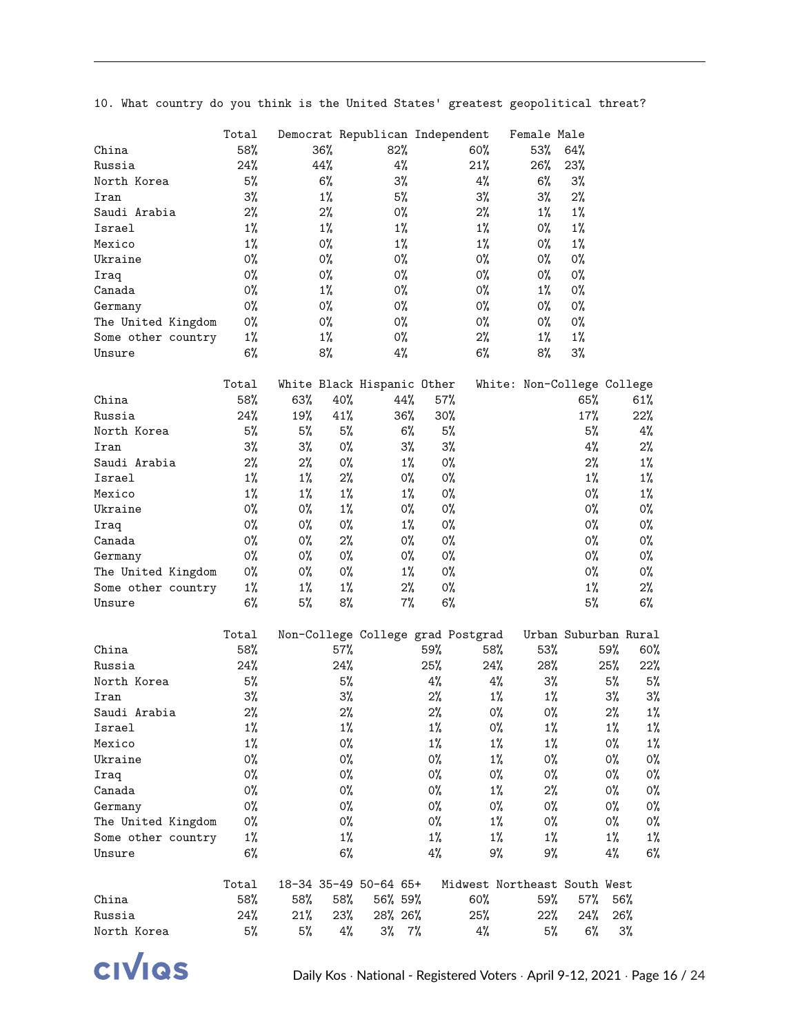10. What country do you think is the United States' greatest geopolitical threat?

| | Total | Democrat | Republican | Independent | Female | Male |
|---|---|---|---|---|---|---|
| China | 58% | 36% | 82% | 60% | 53% | 64% |
| Russia | 24% | 44% | 4% | 21% | 26% | 23% |
| North Korea | 5% | 6% | 3% | 4% | 6% | 3% |
| Iran | 3% | 1% | 5% | 3% | 3% | 2% |
| Saudi Arabia | 2% | 2% | 0% | 2% | 1% | 1% |
| Israel | 1% | 1% | 1% | 1% | 0% | 1% |
| Mexico | 1% | 0% | 1% | 1% | 0% | 1% |
| Ukraine | 0% | 0% | 0% | 0% | 0% | 0% |
| Iraq | 0% | 0% | 0% | 0% | 0% | 0% |
| Canada | 0% | 1% | 0% | 0% | 1% | 0% |
| Germany | 0% | 0% | 0% | 0% | 0% | 0% |
| The United Kingdom | 0% | 0% | 0% | 0% | 0% | 0% |
| Some other country | 1% | 1% | 0% | 2% | 1% | 1% |
| Unsure | 6% | 8% | 4% | 6% | 8% | 3% |

| | Total | White | Black | Hispanic | Other | White: Non-College | College |
|---|---|---|---|---|---|---|---|
| China | 58% | 63% | 40% | 44% | 57% | 65% | 61% |
| Russia | 24% | 19% | 41% | 36% | 30% | 17% | 22% |
| North Korea | 5% | 5% | 5% | 6% | 5% | 5% | 4% |
| Iran | 3% | 3% | 0% | 3% | 3% | 4% | 2% |
| Saudi Arabia | 2% | 2% | 0% | 1% | 0% | 2% | 1% |
| Israel | 1% | 1% | 2% | 0% | 0% | 1% | 1% |
| Mexico | 1% | 1% | 1% | 1% | 0% | 0% | 1% |
| Ukraine | 0% | 0% | 1% | 0% | 0% | 0% | 0% |
| Iraq | 0% | 0% | 0% | 1% | 0% | 0% | 0% |
| Canada | 0% | 0% | 2% | 0% | 0% | 0% | 0% |
| Germany | 0% | 0% | 0% | 0% | 0% | 0% | 0% |
| The United Kingdom | 0% | 0% | 0% | 1% | 0% | 0% | 0% |
| Some other country | 1% | 1% | 1% | 2% | 0% | 1% | 2% |
| Unsure | 6% | 5% | 8% | 7% | 6% | 5% | 6% |

| | Total | Non-College | College grad | Postgrad | Urban | Suburban | Rural |
|---|---|---|---|---|---|---|---|
| China | 58% | 57% | 59% | 58% | 53% | 59% | 60% |
| Russia | 24% | 24% | 25% | 24% | 28% | 25% | 22% |
| North Korea | 5% | 5% | 4% | 4% | 3% | 5% | 5% |
| Iran | 3% | 3% | 2% | 1% | 1% | 3% | 3% |
| Saudi Arabia | 2% | 2% | 2% | 0% | 0% | 2% | 1% |
| Israel | 1% | 1% | 1% | 0% | 1% | 1% | 1% |
| Mexico | 1% | 0% | 1% | 1% | 1% | 0% | 1% |
| Ukraine | 0% | 0% | 0% | 1% | 0% | 0% | 0% |
| Iraq | 0% | 0% | 0% | 0% | 0% | 0% | 0% |
| Canada | 0% | 0% | 0% | 1% | 2% | 0% | 0% |
| Germany | 0% | 0% | 0% | 0% | 0% | 0% | 0% |
| The United Kingdom | 0% | 0% | 0% | 1% | 0% | 0% | 0% |
| Some other country | 1% | 1% | 1% | 1% | 1% | 1% | 1% |
| Unsure | 6% | 6% | 4% | 9% | 9% | 4% | 6% |

| | Total | 18-34 | 35-49 | 50-64 | 65+ | Midwest | Northeast | South | West |
|---|---|---|---|---|---|---|---|---|---|
| China | 58% | 58% | 58% | 56% | 59% | 60% | 59% | 57% | 56% |
| Russia | 24% | 21% | 23% | 28% | 26% | 25% | 22% | 24% | 26% |
| North Korea | 5% | 5% | 4% | 3% | 7% | 4% | 5% | 6% | 3% |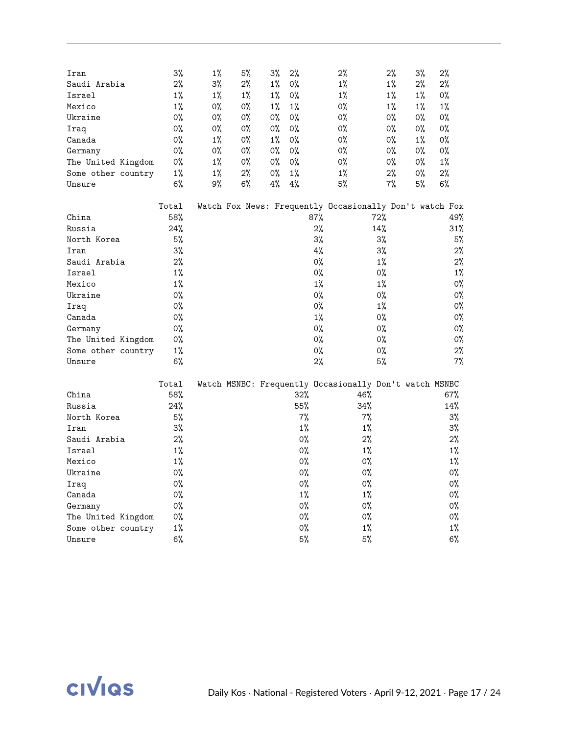| | | | | | | | | | |
|---|---|---|---|---|---|---|---|---|---|
| Iran | 3% | 1% | 5% | 3% | 2% | 2% | 2% | 3% | 2% |
| Saudi Arabia | 2% | 3% | 2% | 1% | 0% | 1% | 1% | 2% | 2% |
| Israel | 1% | 1% | 1% | 1% | 0% | 1% | 1% | 1% | 0% |
| Mexico | 1% | 0% | 0% | 1% | 1% | 0% | 1% | 1% | 1% |
| Ukraine | 0% | 0% | 0% | 0% | 0% | 0% | 0% | 0% | 0% |
| Iraq | 0% | 0% | 0% | 0% | 0% | 0% | 0% | 0% | 0% |
| Canada | 0% | 1% | 0% | 1% | 0% | 0% | 0% | 1% | 0% |
| Germany | 0% | 0% | 0% | 0% | 0% | 0% | 0% | 0% | 0% |
| The United Kingdom | 0% | 1% | 0% | 0% | 0% | 0% | 0% | 0% | 1% |
| Some other country | 1% | 1% | 2% | 0% | 1% | 1% | 2% | 0% | 2% |
| Unsure | 6% | 9% | 6% | 4% | 4% | 5% | 7% | 5% | 6% |

| | Total | Watch Fox News: Frequently | Occasionally | Don't watch Fox |
|---|---|---|---|---|
| China | 58% | 87% | 72% | 49% |
| Russia | 24% | 2% | 14% | 31% |
| North Korea | 5% | 3% | 3% | 5% |
| Iran | 3% | 4% | 3% | 2% |
| Saudi Arabia | 2% | 0% | 1% | 2% |
| Israel | 1% | 0% | 0% | 1% |
| Mexico | 1% | 1% | 1% | 0% |
| Ukraine | 0% | 0% | 0% | 0% |
| Iraq | 0% | 0% | 1% | 0% |
| Canada | 0% | 1% | 0% | 0% |
| Germany | 0% | 0% | 0% | 0% |
| The United Kingdom | 0% | 0% | 0% | 0% |
| Some other country | 1% | 0% | 0% | 2% |
| Unsure | 6% | 2% | 5% | 7% |

| | Total | Watch MSNBC: Frequently | Occasionally | Don't watch MSNBC |
|---|---|---|---|---|
| China | 58% | 32% | 46% | 67% |
| Russia | 24% | 55% | 34% | 14% |
| North Korea | 5% | 7% | 7% | 3% |
| Iran | 3% | 1% | 1% | 3% |
| Saudi Arabia | 2% | 0% | 2% | 2% |
| Israel | 1% | 0% | 1% | 1% |
| Mexico | 1% | 0% | 0% | 1% |
| Ukraine | 0% | 0% | 0% | 0% |
| Iraq | 0% | 0% | 0% | 0% |
| Canada | 0% | 1% | 1% | 0% |
| Germany | 0% | 0% | 0% | 0% |
| The United Kingdom | 0% | 0% | 0% | 0% |
| Some other country | 1% | 0% | 1% | 1% |
| Unsure | 6% | 5% | 5% | 6% |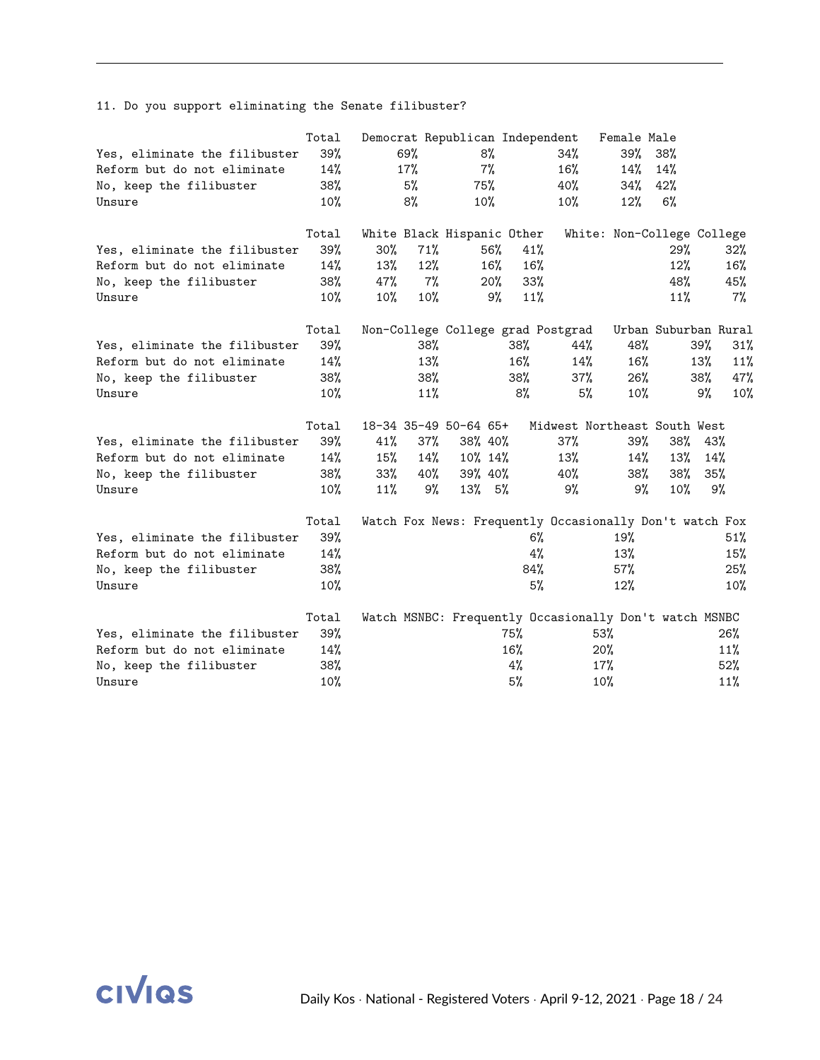11. Do you support eliminating the Senate filibuster?

| | Total | Democrat | Republican | Independent | Female | Male |
|---|---|---|---|---|---|---|
| Yes, eliminate the filibuster | 39% | 69% | 8% | 34% | 39% | 38% |
| Reform but do not eliminate | 14% | 17% | 7% | 16% | 14% | 14% |
| No, keep the filibuster | 38% | 5% | 75% | 40% | 34% | 42% |
| Unsure | 10% | 8% | 10% | 10% | 12% | 6% |

| | Total | White | Black | Hispanic | Other | White: Non-College | College |
|---|---|---|---|---|---|---|---|
| Yes, eliminate the filibuster | 39% | 30% | 71% | 56% | 41% | 29% | 32% |
| Reform but do not eliminate | 14% | 13% | 12% | 16% | 16% | 12% | 16% |
| No, keep the filibuster | 38% | 47% | 7% | 20% | 33% | 48% | 45% |
| Unsure | 10% | 10% | 10% | 9% | 11% | 11% | 7% |

| | Total | Non-College | College grad | Postgrad | Urban | Suburban | Rural |
|---|---|---|---|---|---|---|---|
| Yes, eliminate the filibuster | 39% | 38% | 38% | 44% | 48% | 39% | 31% |
| Reform but do not eliminate | 14% | 13% | 16% | 14% | 16% | 13% | 11% |
| No, keep the filibuster | 38% | 38% | 38% | 37% | 26% | 38% | 47% |
| Unsure | 10% | 11% | 8% | 5% | 10% | 9% | 10% |

| | Total | 18-34 | 35-49 | 50-64 | 65+ | Midwest | Northeast | South | West |
|---|---|---|---|---|---|---|---|---|---|
| Yes, eliminate the filibuster | 39% | 41% | 37% | 38% | 40% | 37% | 39% | 38% | 43% |
| Reform but do not eliminate | 14% | 15% | 14% | 10% | 14% | 13% | 14% | 13% | 14% |
| No, keep the filibuster | 38% | 33% | 40% | 39% | 40% | 40% | 38% | 38% | 35% |
| Unsure | 10% | 11% | 9% | 13% | 5% | 9% | 9% | 10% | 9% |

| | Total | Watch Fox News: Frequently | Occasionally | Don't watch Fox |
|---|---|---|---|---|
| Yes, eliminate the filibuster | 39% | 6% | 19% | 51% |
| Reform but do not eliminate | 14% | 4% | 13% | 15% |
| No, keep the filibuster | 38% | 84% | 57% | 25% |
| Unsure | 10% | 5% | 12% | 10% |

| | Total | Watch MSNBC: Frequently | Occasionally | Don't watch MSNBC |
|---|---|---|---|---|
| Yes, eliminate the filibuster | 39% | 75% | 53% | 26% |
| Reform but do not eliminate | 14% | 16% | 20% | 11% |
| No, keep the filibuster | 38% | 4% | 17% | 52% |
| Unsure | 10% | 5% | 10% | 11% |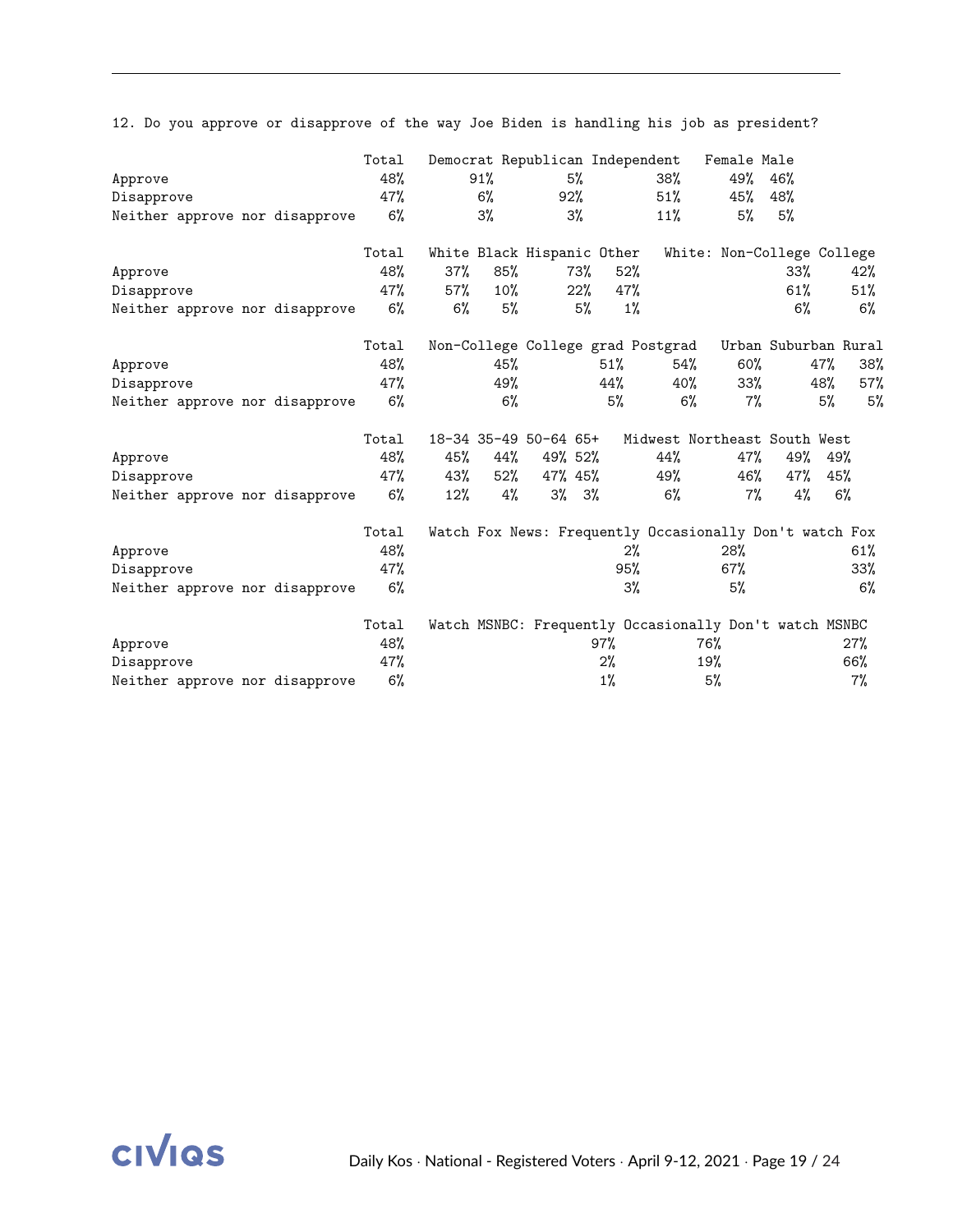12. Do you approve or disapprove of the way Joe Biden is handling his job as president?

| | Total | Democrat | Republican | Independent | Female | Male |
|---|---|---|---|---|---|---|
| Approve | 48% | 91% | 5% | 38% | 49% | 46% |
| Disapprove | 47% | 6% | 92% | 51% | 45% | 48% |
| Neither approve nor disapprove | 6% | 3% | 3% | 11% | 5% | 5% |

| | Total | White | Black | Hispanic | Other | White: Non-College | College |
|---|---|---|---|---|---|---|---|
| Approve | 48% | 37% | 85% | 73% | 52% | 33% | 42% |
| Disapprove | 47% | 57% | 10% | 22% | 47% | 61% | 51% |
| Neither approve nor disapprove | 6% | 6% | 5% | 5% | 1% | 6% | 6% |

| | Total | Non-College | College grad | Postgrad | Urban | Suburban | Rural |
|---|---|---|---|---|---|---|---|
| Approve | 48% | 45% | 51% | 54% | 60% | 47% | 38% |
| Disapprove | 47% | 49% | 44% | 40% | 33% | 48% | 57% |
| Neither approve nor disapprove | 6% | 6% | 5% | 6% | 7% | 5% | 5% |

| | Total | 18-34 | 35-49 | 50-64 | 65+ | Midwest | Northeast | South | West |
|---|---|---|---|---|---|---|---|---|---|
| Approve | 48% | 45% | 44% | 49% | 52% | 44% | 47% | 49% | 49% |
| Disapprove | 47% | 43% | 52% | 47% | 45% | 49% | 46% | 47% | 45% |
| Neither approve nor disapprove | 6% | 12% | 4% | 3% | 3% | 6% | 7% | 4% | 6% |

| | Total | Watch Fox News: Frequently | Occasionally | Don't watch Fox |
|---|---|---|---|---|
| Approve | 48% | 2% | 28% | 61% |
| Disapprove | 47% | 95% | 67% | 33% |
| Neither approve nor disapprove | 6% | 3% | 5% | 6% |

| | Total | Watch MSNBC: Frequently | Occasionally | Don't watch MSNBC |
|---|---|---|---|---|
| Approve | 48% | 97% | 76% | 27% |
| Disapprove | 47% | 2% | 19% | 66% |
| Neither approve nor disapprove | 6% | 1% | 5% | 7% |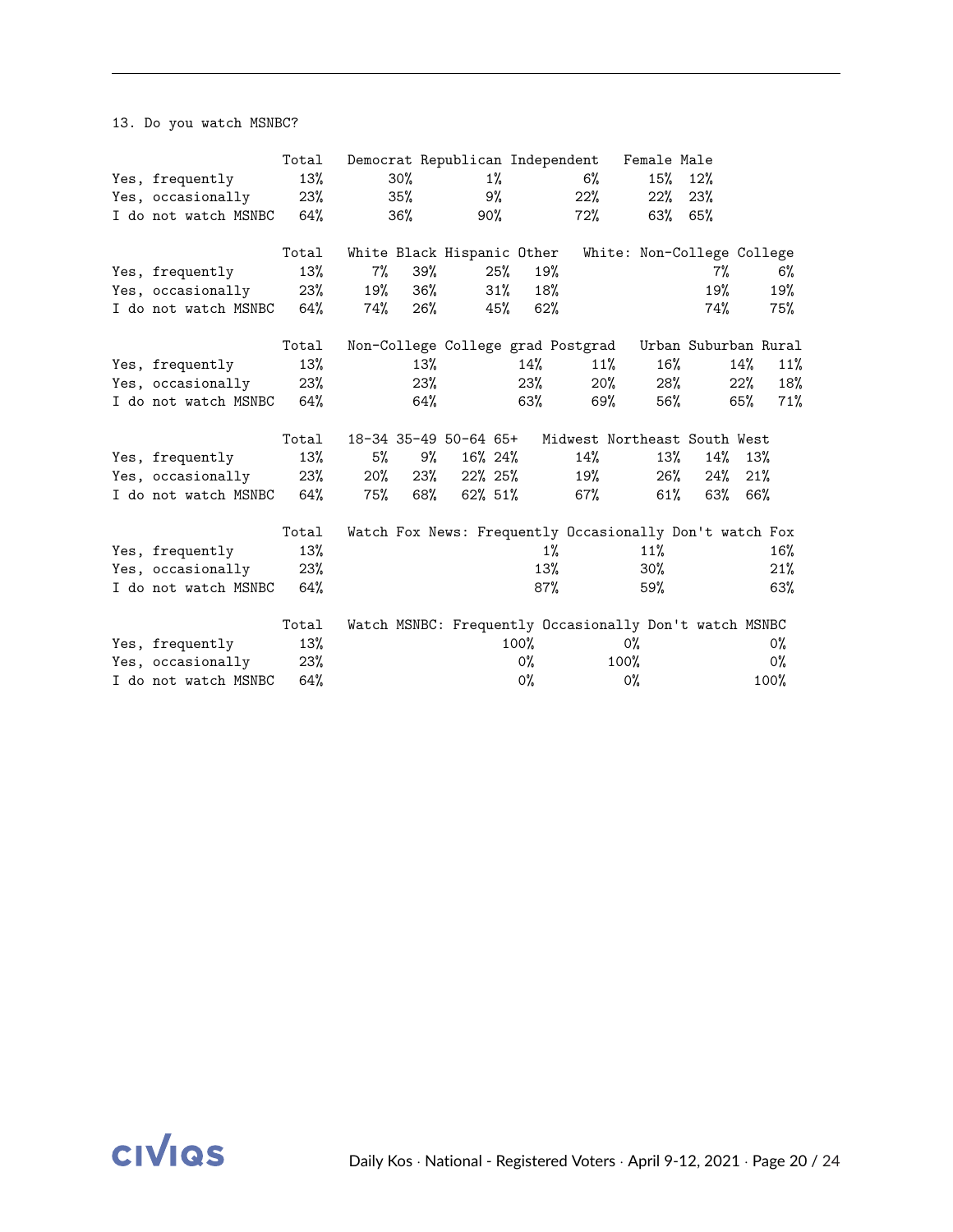13. Do you watch MSNBC?

| | Total | Democrat | Republican | Independent | Female | Male |
|---|---|---|---|---|---|---|
| Yes, frequently | 13% | 30% | 1% | 6% | 15% | 12% |
| Yes, occasionally | 23% | 35% | 9% | 22% | 22% | 23% |
| I do not watch MSNBC | 64% | 36% | 90% | 72% | 63% | 65% |

| | Total | White | Black | Hispanic | Other | White: Non-College | College |
|---|---|---|---|---|---|---|---|
| Yes, frequently | 13% | 7% | 39% | 25% | 19% | 7% | 6% |
| Yes, occasionally | 23% | 19% | 36% | 31% | 18% | 19% | 19% |
| I do not watch MSNBC | 64% | 74% | 26% | 45% | 62% | 74% | 75% |

| | Total | Non-College | College grad | Postgrad | Urban | Suburban | Rural |
|---|---|---|---|---|---|---|---|
| Yes, frequently | 13% | 13% | 14% | 11% | 16% | 14% | 11% |
| Yes, occasionally | 23% | 23% | 23% | 20% | 28% | 22% | 18% |
| I do not watch MSNBC | 64% | 64% | 63% | 69% | 56% | 65% | 71% |

| | Total | 18-34 | 35-49 | 50-64 | 65+ | Midwest | Northeast | South | West |
|---|---|---|---|---|---|---|---|---|---|
| Yes, frequently | 13% | 5% | 9% | 16% | 24% | 14% | 13% | 14% | 13% |
| Yes, occasionally | 23% | 20% | 23% | 22% | 25% | 19% | 26% | 24% | 21% |
| I do not watch MSNBC | 64% | 75% | 68% | 62% | 51% | 67% | 61% | 63% | 66% |

| | Total | Watch Fox News: Frequently | Occasionally | Don't watch Fox |
|---|---|---|---|---|
| Yes, frequently | 13% | 1% | 11% | 16% |
| Yes, occasionally | 23% | 13% | 30% | 21% |
| I do not watch MSNBC | 64% | 87% | 59% | 63% |

| | Total | Watch MSNBC: Frequently | Occasionally | Don't watch MSNBC |
|---|---|---|---|---|
| Yes, frequently | 13% | 100% | 0% | 0% |
| Yes, occasionally | 23% | 0% | 100% | 0% |
| I do not watch MSNBC | 64% | 0% | 0% | 100% |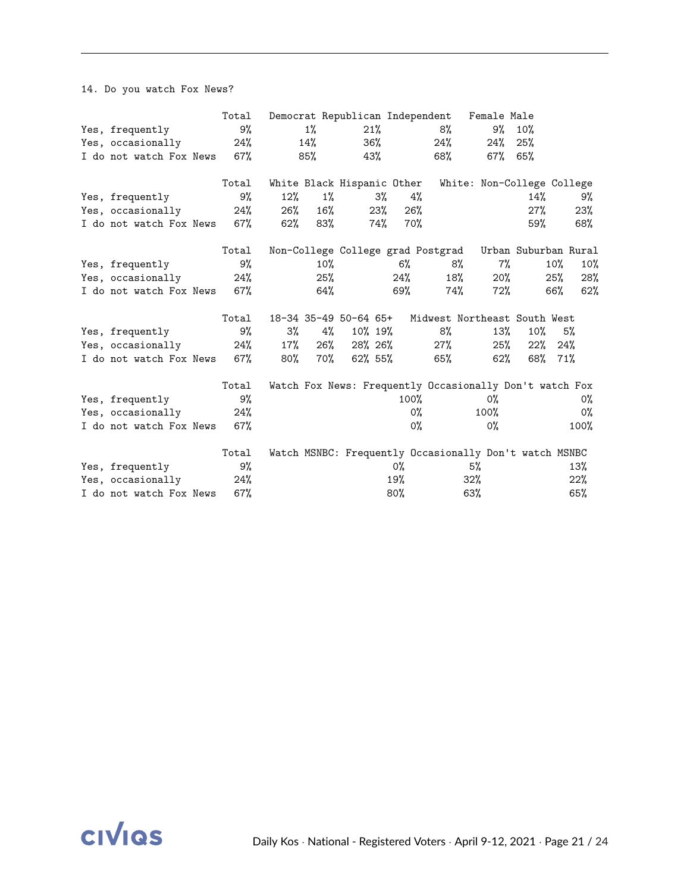14. Do you watch Fox News?

| | Total | Democrat | Republican | Independent | Female | Male |
|---|---|---|---|---|---|---|
| Yes, frequently | 9% | 1% | 21% | 8% | 9% | 10% |
| Yes, occasionally | 24% | 14% | 36% | 24% | 24% | 25% |
| I do not watch Fox News | 67% | 85% | 43% | 68% | 67% | 65% |

| | Total | White | Black | Hispanic | Other | White: Non-College | College |
|---|---|---|---|---|---|---|---|
| Yes, frequently | 9% | 12% | 1% | 3% | 4% | 14% | 9% |
| Yes, occasionally | 24% | 26% | 16% | 23% | 26% | 27% | 23% |
| I do not watch Fox News | 67% | 62% | 83% | 74% | 70% | 59% | 68% |

| | Total | Non-College | College grad | Postgrad | Urban | Suburban | Rural |
|---|---|---|---|---|---|---|---|
| Yes, frequently | 9% | 10% | 6% | 8% | 7% | 10% | 10% |
| Yes, occasionally | 24% | 25% | 24% | 18% | 20% | 25% | 28% |
| I do not watch Fox News | 67% | 64% | 69% | 74% | 72% | 66% | 62% |

| | Total | 18-34 | 35-49 | 50-64 | 65+ | Midwest | Northeast | South | West |
|---|---|---|---|---|---|---|---|---|---|
| Yes, frequently | 9% | 3% | 4% | 10% | 19% | 8% | 13% | 10% | 5% |
| Yes, occasionally | 24% | 17% | 26% | 28% | 26% | 27% | 25% | 22% | 24% |
| I do not watch Fox News | 67% | 80% | 70% | 62% | 55% | 65% | 62% | 68% | 71% |

| | Total | Watch Fox News: Frequently | Occasionally | Don't watch Fox |
|---|---|---|---|---|
| Yes, frequently | 9% | 100% | 0% | 0% |
| Yes, occasionally | 24% | 0% | 100% | 0% |
| I do not watch Fox News | 67% | 0% | 0% | 100% |

| | Total | Watch MSNBC: Frequently | Occasionally | Don't watch MSNBC |
|---|---|---|---|---|
| Yes, frequently | 9% | 0% | 5% | 13% |
| Yes, occasionally | 24% | 19% | 32% | 22% |
| I do not watch Fox News | 67% | 80% | 63% | 65% |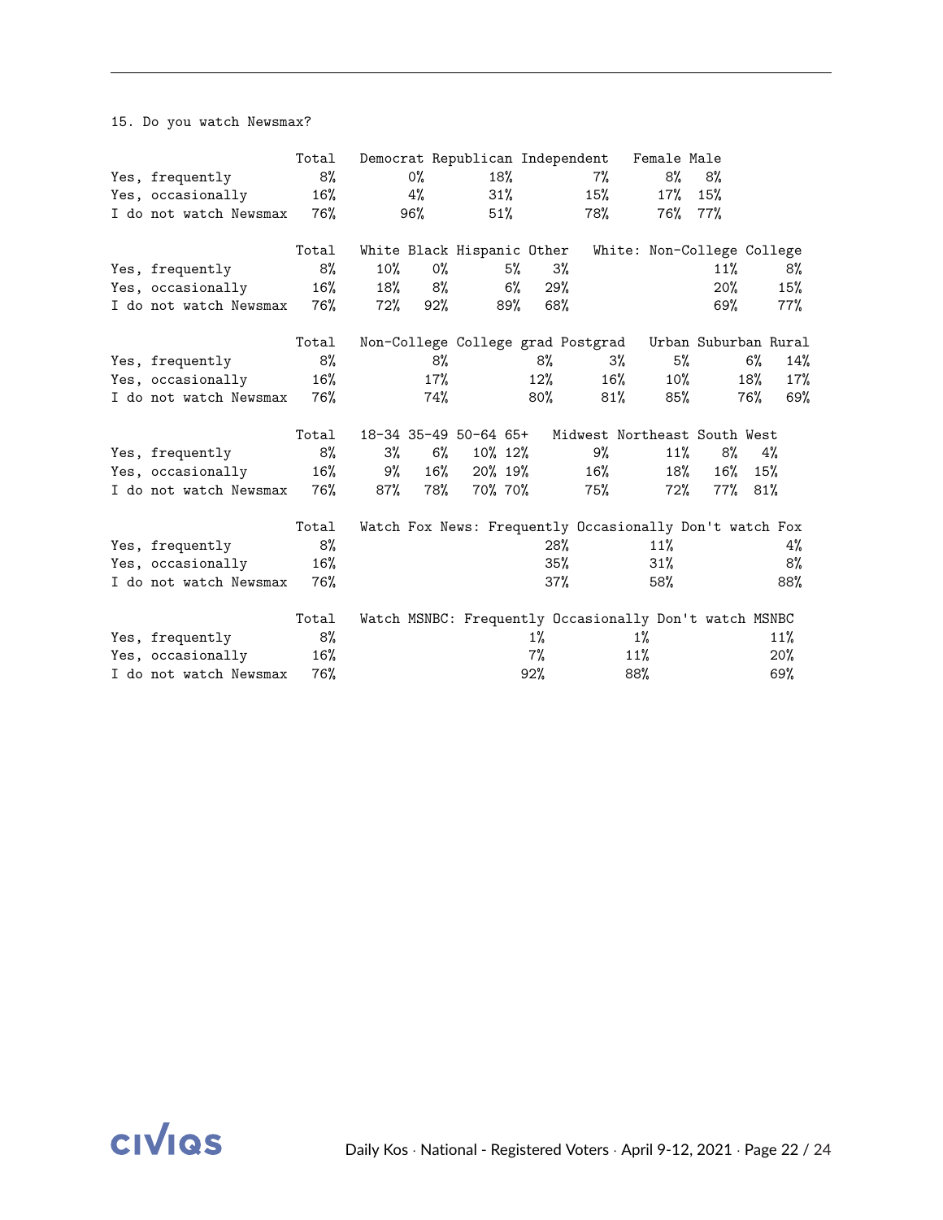15. Do you watch Newsmax?

| | Total | Democrat | Republican | Independent | Female | Male |
|---|---|---|---|---|---|---|
| Yes, frequently | 8% | 0% | 18% | 7% | 8% | 8% |
| Yes, occasionally | 16% | 4% | 31% | 15% | 17% | 15% |
| I do not watch Newsmax | 76% | 96% | 51% | 78% | 76% | 77% |

| | Total | White | Black | Hispanic | Other | White: Non-College | College |
|---|---|---|---|---|---|---|---|
| Yes, frequently | 8% | 10% | 0% | 5% | 3% | 11% | 8% |
| Yes, occasionally | 16% | 18% | 8% | 6% | 29% | 20% | 15% |
| I do not watch Newsmax | 76% | 72% | 92% | 89% | 68% | 69% | 77% |

| | Total | Non-College | College grad | Postgrad | Urban | Suburban | Rural |
|---|---|---|---|---|---|---|---|
| Yes, frequently | 8% | 8% | 8% | 3% | 5% | 6% | 14% |
| Yes, occasionally | 16% | 17% | 12% | 16% | 10% | 18% | 17% |
| I do not watch Newsmax | 76% | 74% | 80% | 81% | 85% | 76% | 69% |

| | Total | 18-34 | 35-49 | 50-64 | 65+ | Midwest | Northeast | South | West |
|---|---|---|---|---|---|---|---|---|---|
| Yes, frequently | 8% | 3% | 6% | 10% | 12% | 9% | 11% | 8% | 4% |
| Yes, occasionally | 16% | 9% | 16% | 20% | 19% | 16% | 18% | 16% | 15% |
| I do not watch Newsmax | 76% | 87% | 78% | 70% | 70% | 75% | 72% | 77% | 81% |

| | Total | Watch Fox News: Frequently | Occasionally | Don't watch Fox |
|---|---|---|---|---|
| Yes, frequently | 8% | 28% | 11% | 4% |
| Yes, occasionally | 16% | 35% | 31% | 8% |
| I do not watch Newsmax | 76% | 37% | 58% | 88% |

| | Total | Watch MSNBC: Frequently | Occasionally | Don't watch MSNBC |
|---|---|---|---|---|
| Yes, frequently | 8% | 1% | 1% | 11% |
| Yes, occasionally | 16% | 7% | 11% | 20% |
| I do not watch Newsmax | 76% | 92% | 88% | 69% |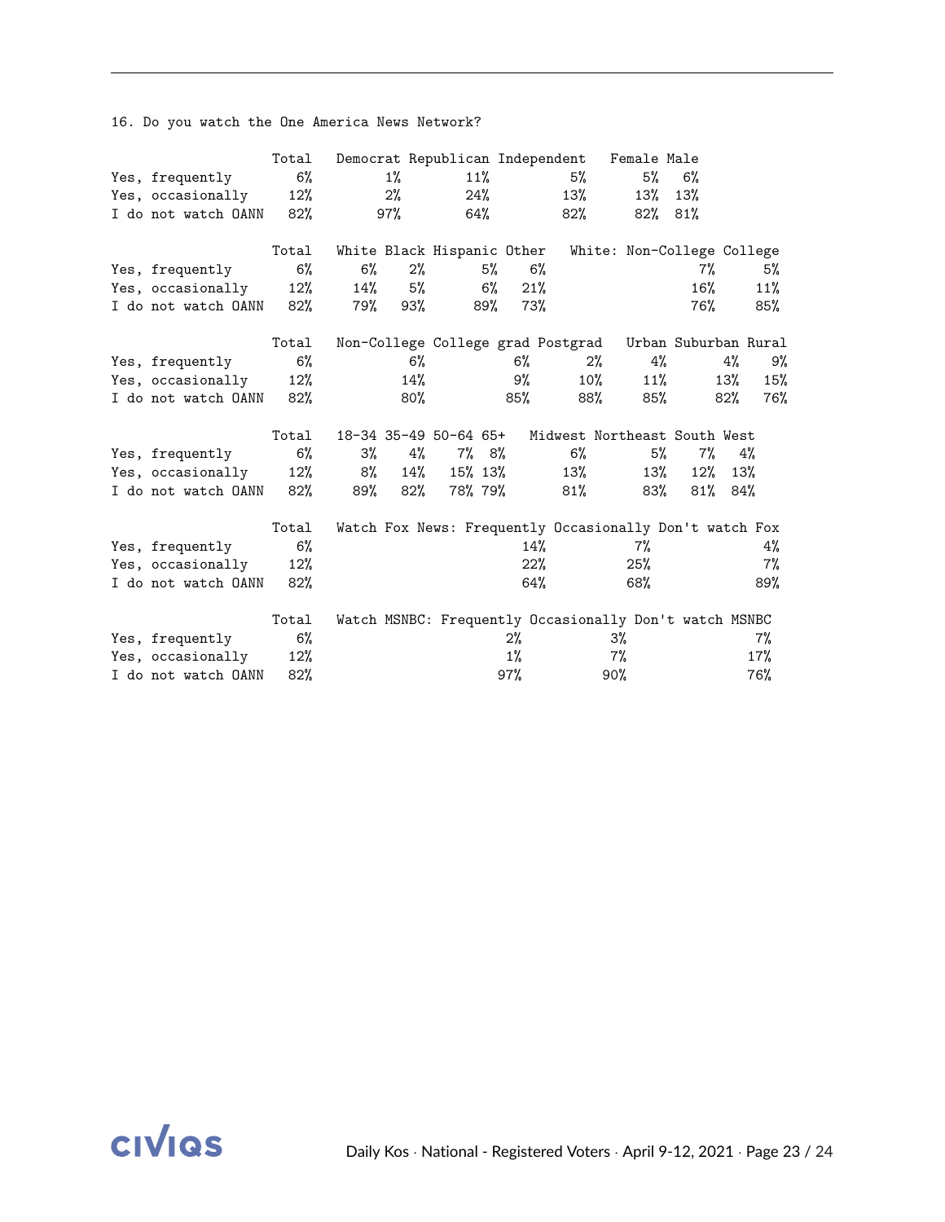16. Do you watch the One America News Network?

| | Total | Democrat | Republican | Independent | Female | Male |
|---|---|---|---|---|---|---|
| Yes, frequently | 6% | 1% | 11% | 5% | 5% | 6% |
| Yes, occasionally | 12% | 2% | 24% | 13% | 13% | 13% |
| I do not watch OANN | 82% | 97% | 64% | 82% | 82% | 81% |

| | Total | White | Black | Hispanic | Other | White: Non-College | College |
|---|---|---|---|---|---|---|---|
| Yes, frequently | 6% | 6% | 2% | 5% | 6% | 7% | 5% |
| Yes, occasionally | 12% | 14% | 5% | 6% | 21% | 16% | 11% |
| I do not watch OANN | 82% | 79% | 93% | 89% | 73% | 76% | 85% |

| | Total | Non-College | College grad | Postgrad | Urban | Suburban | Rural |
|---|---|---|---|---|---|---|---|
| Yes, frequently | 6% | 6% | 6% | 2% | 4% | 4% | 9% |
| Yes, occasionally | 12% | 14% | 9% | 10% | 11% | 13% | 15% |
| I do not watch OANN | 82% | 80% | 85% | 88% | 85% | 82% | 76% |

| | Total | 18-34 | 35-49 | 50-64 | 65+ | Midwest | Northeast | South | West |
|---|---|---|---|---|---|---|---|---|---|
| Yes, frequently | 6% | 3% | 4% | 7% | 8% | 6% | 5% | 7% | 4% |
| Yes, occasionally | 12% | 8% | 14% | 15% | 13% | 13% | 13% | 12% | 13% |
| I do not watch OANN | 82% | 89% | 82% | 78% | 79% | 81% | 83% | 81% | 84% |

| | Total | Watch Fox News: Frequently | Occasionally | Don't watch Fox |
|---|---|---|---|---|
| Yes, frequently | 6% | 14% | 7% | 4% |
| Yes, occasionally | 12% | 22% | 25% | 7% |
| I do not watch OANN | 82% | 64% | 68% | 89% |

| | Total | Watch MSNBC: Frequently | Occasionally | Don't watch MSNBC |
|---|---|---|---|---|
| Yes, frequently | 6% | 2% | 3% | 7% |
| Yes, occasionally | 12% | 1% | 7% | 17% |
| I do not watch OANN | 82% | 97% | 90% | 76% |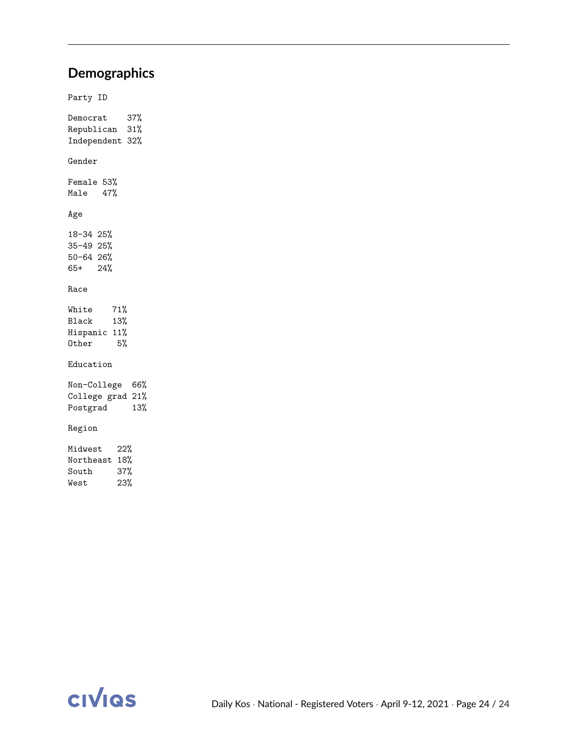## Demographics

Party ID

| | |
|---|---|
| Democrat | 37% |
| Republican | 31% |
| Independent | 32% |

Gender

| | |
|---|---|
| Female | 53% |
| Male | 47% |

Age

| | |
|---|---|
| 18-34 | 25% |
| 35-49 | 25% |
| 50-64 | 26% |
| 65+ | 24% |

Race

| | |
|---|---|
| White | 71% |
| Black | 13% |
| Hispanic | 11% |
| Other | 5% |

Education

| | |
|---|---|
| Non-College | 66% |
| College grad | 21% |
| Postgrad | 13% |

Region

| | |
|---|---|
| Midwest | 22% |
| Northeast | 18% |
| South | 37% |
| West | 23% |